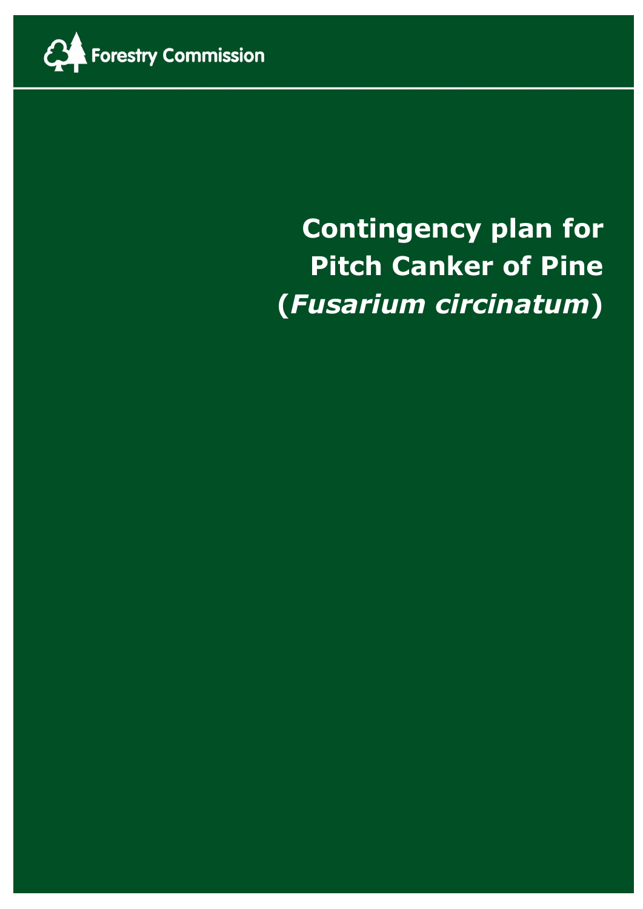Forestry Commission

# Contingency plan for Pitch Canker of Pine (*Fusarium circinatum*)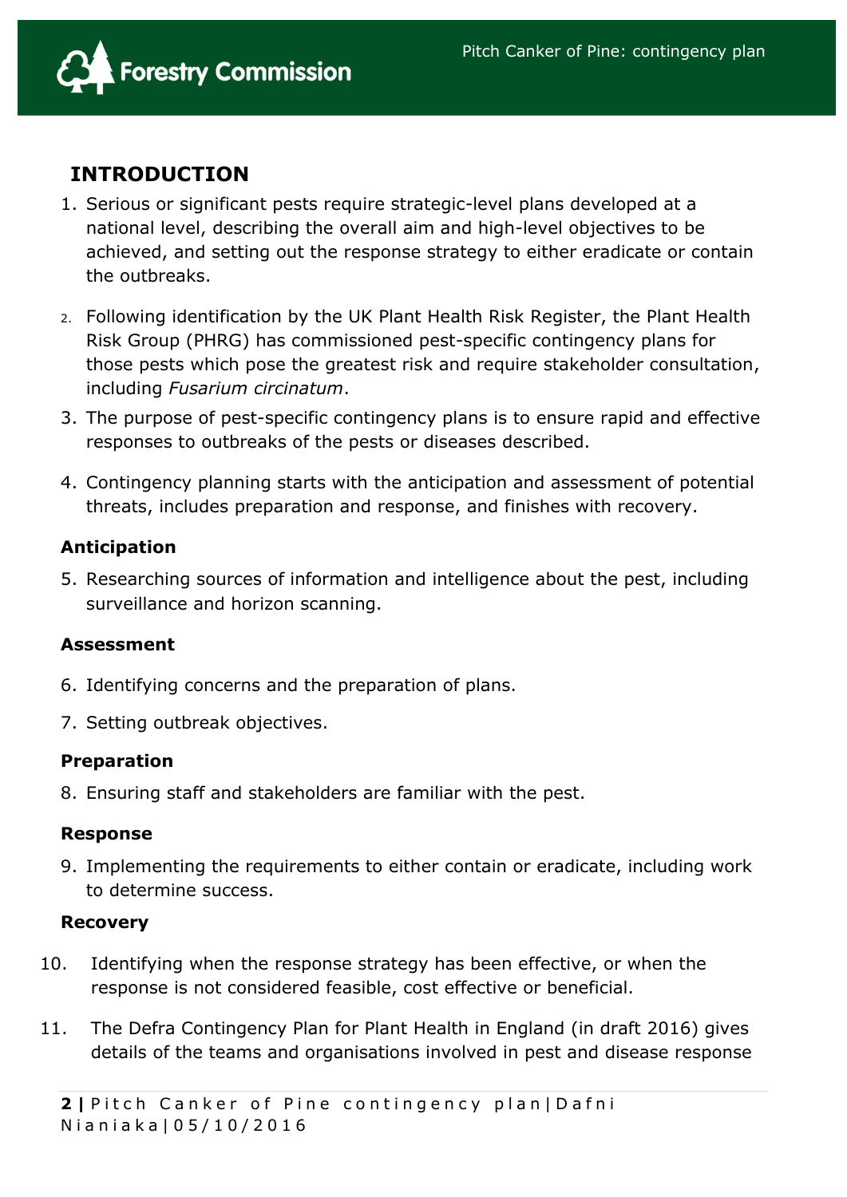## INTRODUCTION

1. Serious or significant pests require strategic-level plans developed at a national level, describing the overall aim and high-level objectives to be achieved, and setting out the response strategy to either eradicate or contain the outbreaks.

2. Following identification by the UK Plant Health Risk Register, the Plant Health Risk Group (PHRG) has commissioned pest-specific contingency plans for those pests which pose the greatest risk and require stakeholder consultation, including *Fusarium circinatum*.

3. The purpose of pest-specific contingency plans is to ensure rapid and effective responses to outbreaks of the pests or diseases described.

4. Contingency planning starts with the anticipation and assessment of potential threats, includes preparation and response, and finishes with recovery.

### Anticipation

5. Researching sources of information and intelligence about the pest, including surveillance and horizon scanning.

### Assessment

6. Identifying concerns and the preparation of plans.

7. Setting outbreak objectives.

### Preparation

8. Ensuring staff and stakeholders are familiar with the pest.

### Response

9. Implementing the requirements to either contain or eradicate, including work to determine success.

### Recovery

10. Identifying when the response strategy has been effective, or when the response is not considered feasible, cost effective or beneficial.

11. The Defra Contingency Plan for Plant Health in England (in draft 2016) gives details of the teams and organisations involved in pest and disease response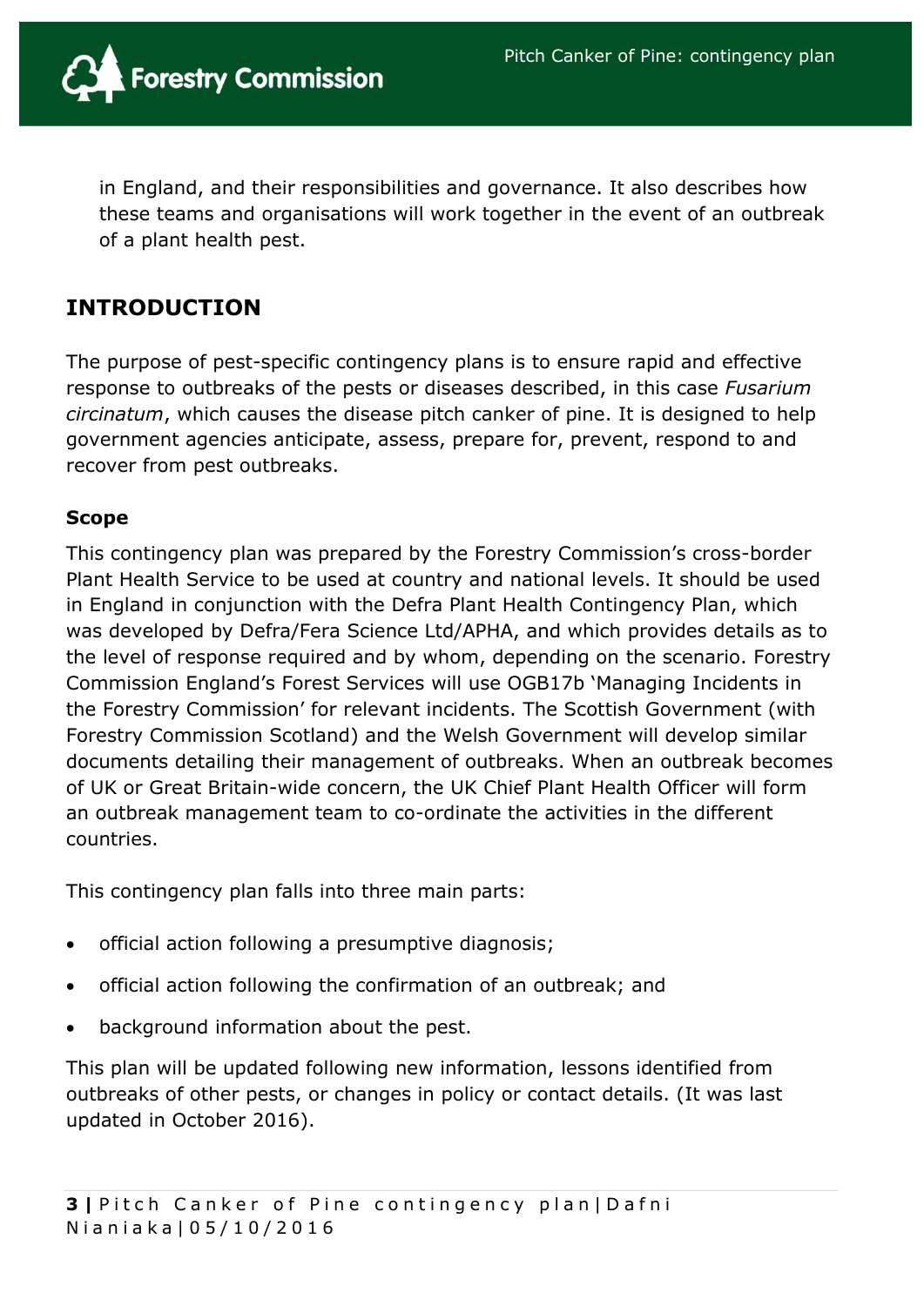in England, and their responsibilities and governance. It also describes how these teams and organisations will work together in the event of an outbreak of a plant health pest.

## INTRODUCTION

The purpose of pest-specific contingency plans is to ensure rapid and effective response to outbreaks of the pests or diseases described, in this case *Fusarium circinatum*, which causes the disease pitch canker of pine. It is designed to help government agencies anticipate, assess, prepare for, prevent, respond to and recover from pest outbreaks.

### Scope

This contingency plan was prepared by the Forestry Commission's cross-border Plant Health Service to be used at country and national levels. It should be used in England in conjunction with the Defra Plant Health Contingency Plan, which was developed by Defra/Fera Science Ltd/APHA, and which provides details as to the level of response required and by whom, depending on the scenario. Forestry Commission England's Forest Services will use OGB17b 'Managing Incidents in the Forestry Commission' for relevant incidents. The Scottish Government (with Forestry Commission Scotland) and the Welsh Government will develop similar documents detailing their management of outbreaks. When an outbreak becomes of UK or Great Britain-wide concern, the UK Chief Plant Health Officer will form an outbreak management team to co-ordinate the activities in the different countries.

This contingency plan falls into three main parts:

- official action following a presumptive diagnosis;
- official action following the confirmation of an outbreak; and
- background information about the pest.

This plan will be updated following new information, lessons identified from outbreaks of other pests, or changes in policy or contact details. (It was last updated in October 2016).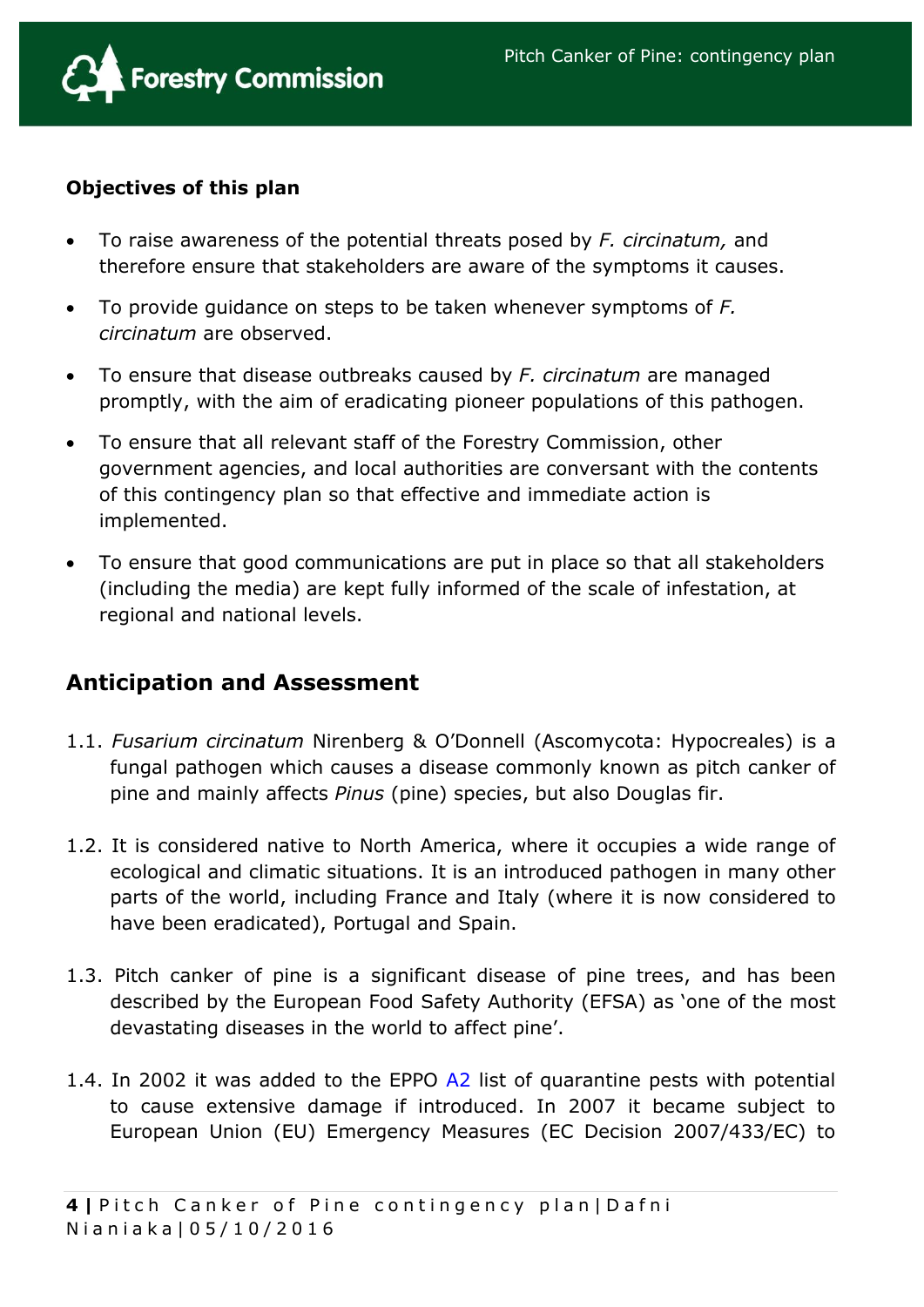**Objectives of this plan**

- To raise awareness of the potential threats posed by *F. circinatum,* and therefore ensure that stakeholders are aware of the symptoms it causes.
- To provide guidance on steps to be taken whenever symptoms of *F. circinatum* are observed.
- To ensure that disease outbreaks caused by *F. circinatum* are managed promptly, with the aim of eradicating pioneer populations of this pathogen.
- To ensure that all relevant staff of the Forestry Commission, other government agencies, and local authorities are conversant with the contents of this contingency plan so that effective and immediate action is implemented.
- To ensure that good communications are put in place so that all stakeholders (including the media) are kept fully informed of the scale of infestation, at regional and national levels.

## Anticipation and Assessment

1.1. *Fusarium circinatum* Nirenberg & O'Donnell (Ascomycota: Hypocreales) is a fungal pathogen which causes a disease commonly known as pitch canker of pine and mainly affects *Pinus* (pine) species, but also Douglas fir.

1.2. It is considered native to North America, where it occupies a wide range of ecological and climatic situations. It is an introduced pathogen in many other parts of the world, including France and Italy (where it is now considered to have been eradicated), Portugal and Spain.

1.3. Pitch canker of pine is a significant disease of pine trees, and has been described by the European Food Safety Authority (EFSA) as 'one of the most devastating diseases in the world to affect pine'.

1.4. In 2002 it was added to the EPPO A2 list of quarantine pests with potential to cause extensive damage if introduced. In 2007 it became subject to European Union (EU) Emergency Measures (EC Decision 2007/433/EC) to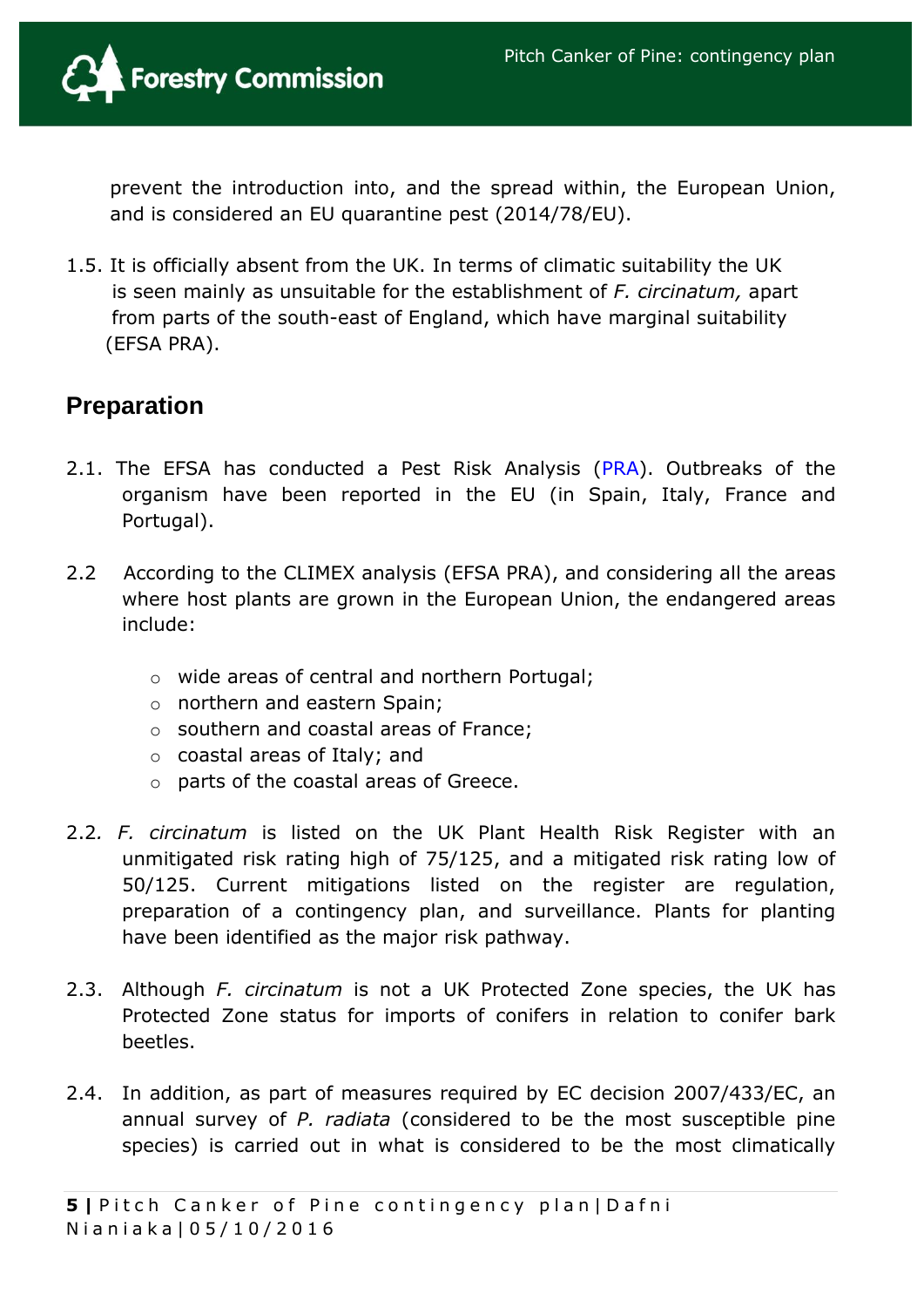prevent the introduction into, and the spread within, the European Union, and is considered an EU quarantine pest (2014/78/EU).

1.5. It is officially absent from the UK. In terms of climatic suitability the UK is seen mainly as unsuitable for the establishment of *F. circinatum,* apart from parts of the south-east of England, which have marginal suitability (EFSA PRA).

## Preparation

2.1. The EFSA has conducted a Pest Risk Analysis (PRA). Outbreaks of the organism have been reported in the EU (in Spain, Italy, France and Portugal).

2.2 According to the CLIMEX analysis (EFSA PRA), and considering all the areas where host plants are grown in the European Union, the endangered areas include:

- wide areas of central and northern Portugal;
- northern and eastern Spain;
- southern and coastal areas of France;
- coastal areas of Italy; and
- parts of the coastal areas of Greece.

2.2. *F. circinatum* is listed on the UK Plant Health Risk Register with an unmitigated risk rating high of 75/125, and a mitigated risk rating low of 50/125. Current mitigations listed on the register are regulation, preparation of a contingency plan, and surveillance. Plants for planting have been identified as the major risk pathway.

2.3. Although *F. circinatum* is not a UK Protected Zone species, the UK has Protected Zone status for imports of conifers in relation to conifer bark beetles.

2.4. In addition, as part of measures required by EC decision 2007/433/EC, an annual survey of *P. radiata* (considered to be the most susceptible pine species) is carried out in what is considered to be the most climatically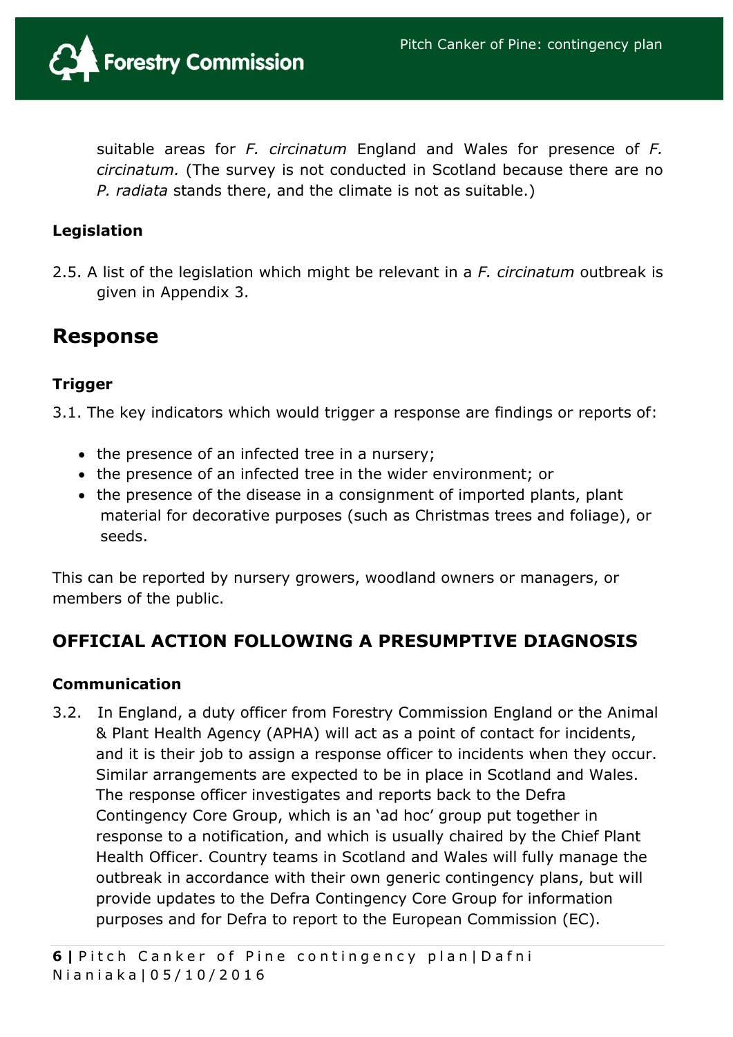suitable areas for *F. circinatum* England and Wales for presence of *F. circinatum.* (The survey is not conducted in Scotland because there are no *P. radiata* stands there, and the climate is not as suitable.)

### Legislation

2.5. A list of the legislation which might be relevant in a *F. circinatum* outbreak is given in Appendix 3.

## Response

### Trigger

3.1. The key indicators which would trigger a response are findings or reports of:

- the presence of an infected tree in a nursery;
- the presence of an infected tree in the wider environment; or
- the presence of the disease in a consignment of imported plants, plant material for decorative purposes (such as Christmas trees and foliage), or seeds.

This can be reported by nursery growers, woodland owners or managers, or members of the public.

## OFFICIAL ACTION FOLLOWING A PRESUMPTIVE DIAGNOSIS

### Communication

3.2. In England, a duty officer from Forestry Commission England or the Animal & Plant Health Agency (APHA) will act as a point of contact for incidents, and it is their job to assign a response officer to incidents when they occur. Similar arrangements are expected to be in place in Scotland and Wales. The response officer investigates and reports back to the Defra Contingency Core Group, which is an 'ad hoc' group put together in response to a notification, and which is usually chaired by the Chief Plant Health Officer. Country teams in Scotland and Wales will fully manage the outbreak in accordance with their own generic contingency plans, but will provide updates to the Defra Contingency Core Group for information purposes and for Defra to report to the European Commission (EC).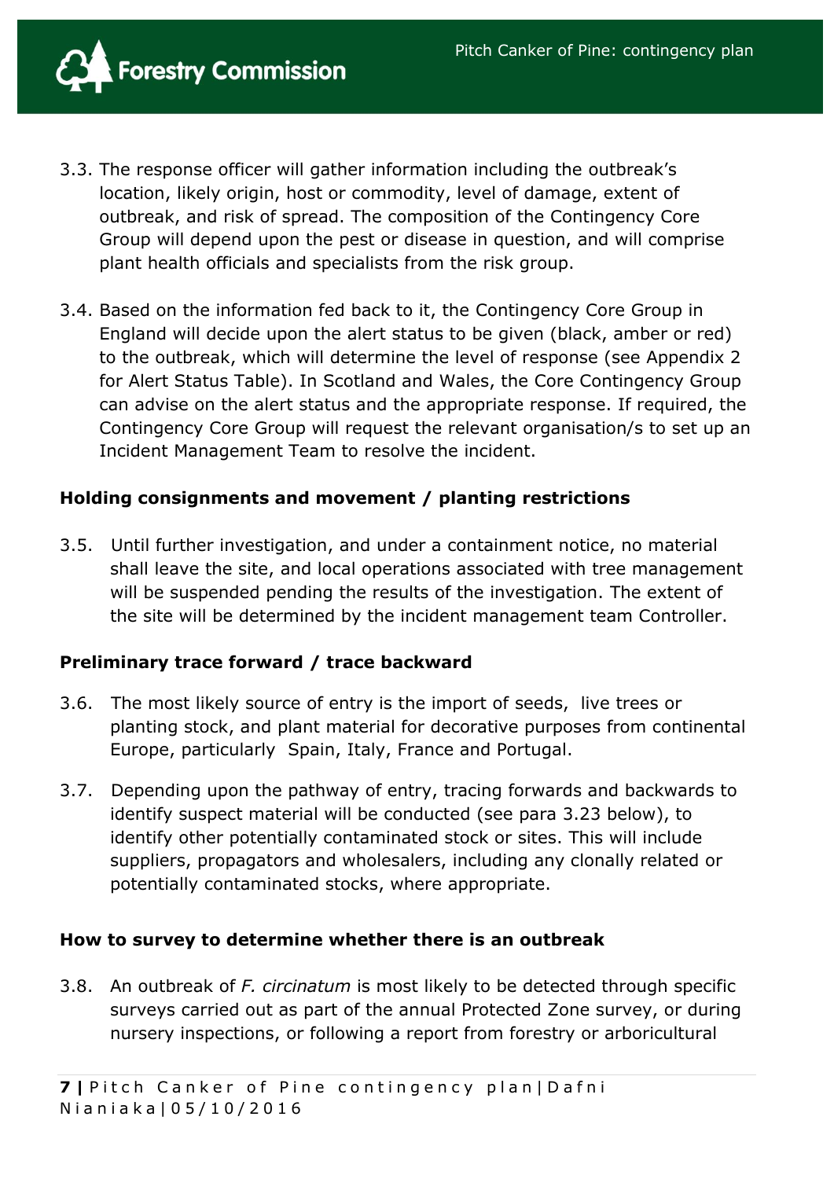3.3. The response officer will gather information including the outbreak's location, likely origin, host or commodity, level of damage, extent of outbreak, and risk of spread. The composition of the Contingency Core Group will depend upon the pest or disease in question, and will comprise plant health officials and specialists from the risk group.

3.4. Based on the information fed back to it, the Contingency Core Group in England will decide upon the alert status to be given (black, amber or red) to the outbreak, which will determine the level of response (see Appendix 2 for Alert Status Table). In Scotland and Wales, the Core Contingency Group can advise on the alert status and the appropriate response. If required, the Contingency Core Group will request the relevant organisation/s to set up an Incident Management Team to resolve the incident.

**Holding consignments and movement / planting restrictions**

3.5. Until further investigation, and under a containment notice, no material shall leave the site, and local operations associated with tree management will be suspended pending the results of the investigation. The extent of the site will be determined by the incident management team Controller.

**Preliminary trace forward / trace backward**

3.6. The most likely source of entry is the import of seeds, live trees or planting stock, and plant material for decorative purposes from continental Europe, particularly Spain, Italy, France and Portugal.

3.7. Depending upon the pathway of entry, tracing forwards and backwards to identify suspect material will be conducted (see para 3.23 below), to identify other potentially contaminated stock or sites. This will include suppliers, propagators and wholesalers, including any clonally related or potentially contaminated stocks, where appropriate.

**How to survey to determine whether there is an outbreak**

3.8. An outbreak of *F. circinatum* is most likely to be detected through specific surveys carried out as part of the annual Protected Zone survey, or during nursery inspections, or following a report from forestry or arboricultural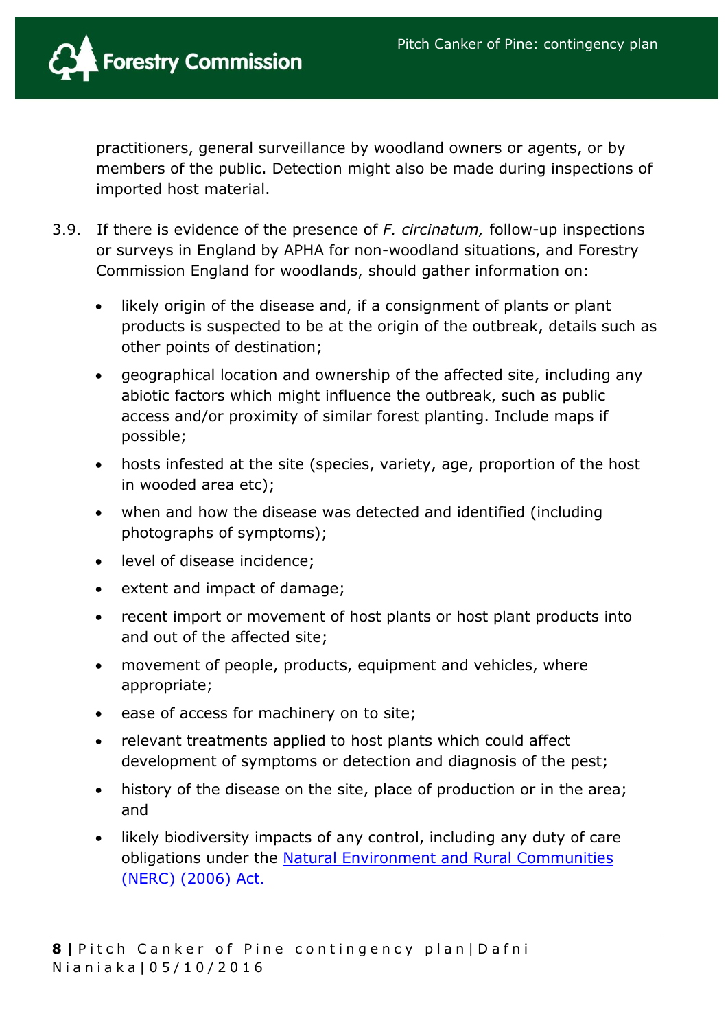practitioners, general surveillance by woodland owners or agents, or by members of the public. Detection might also be made during inspections of imported host material.

3.9. If there is evidence of the presence of *F. circinatum,* follow-up inspections or surveys in England by APHA for non-woodland situations, and Forestry Commission England for woodlands, should gather information on:

- likely origin of the disease and, if a consignment of plants or plant products is suspected to be at the origin of the outbreak, details such as other points of destination;
- geographical location and ownership of the affected site, including any abiotic factors which might influence the outbreak, such as public access and/or proximity of similar forest planting. Include maps if possible;
- hosts infested at the site (species, variety, age, proportion of the host in wooded area etc);
- when and how the disease was detected and identified (including photographs of symptoms);
- level of disease incidence;
- extent and impact of damage;
- recent import or movement of host plants or host plant products into and out of the affected site;
- movement of people, products, equipment and vehicles, where appropriate;
- ease of access for machinery on to site;
- relevant treatments applied to host plants which could affect development of symptoms or detection and diagnosis of the pest;
- history of the disease on the site, place of production or in the area; and
- likely biodiversity impacts of any control, including any duty of care obligations under the [Natural Environment and Rural Communities (NERC) (2006) Act.](#)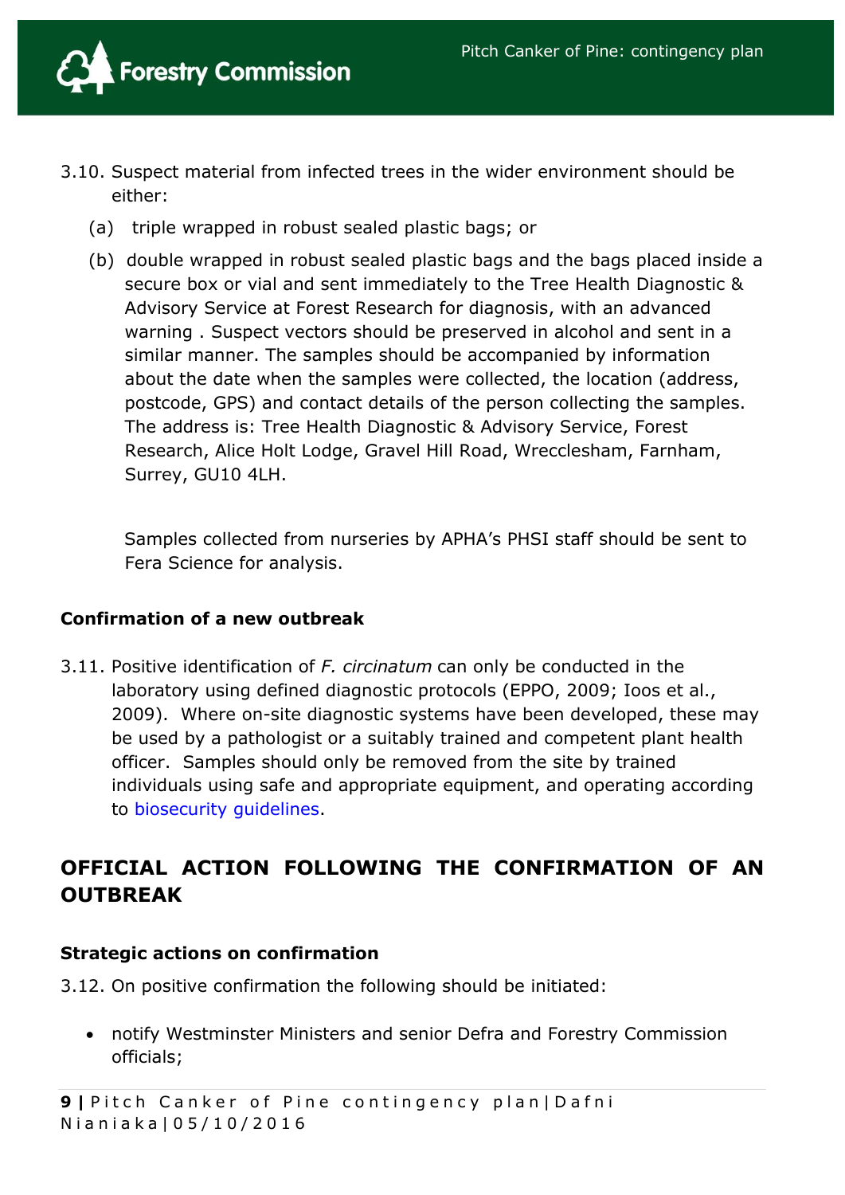3.10. Suspect material from infected trees in the wider environment should be either:

(a) triple wrapped in robust sealed plastic bags; or

(b) double wrapped in robust sealed plastic bags and the bags placed inside a secure box or vial and sent immediately to the Tree Health Diagnostic & Advisory Service at Forest Research for diagnosis, with an advanced warning . Suspect vectors should be preserved in alcohol and sent in a similar manner. The samples should be accompanied by information about the date when the samples were collected, the location (address, postcode, GPS) and contact details of the person collecting the samples. The address is: Tree Health Diagnostic & Advisory Service, Forest Research, Alice Holt Lodge, Gravel Hill Road, Wrecclesham, Farnham, Surrey, GU10 4LH.

Samples collected from nurseries by APHA's PHSI staff should be sent to Fera Science for analysis.

### Confirmation of a new outbreak

3.11. Positive identification of *F. circinatum* can only be conducted in the laboratory using defined diagnostic protocols (EPPO, 2009; Ioos et al., 2009). Where on-site diagnostic systems have been developed, these may be used by a pathologist or a suitably trained and competent plant health officer. Samples should only be removed from the site by trained individuals using safe and appropriate equipment, and operating according to biosecurity guidelines.

## OFFICIAL ACTION FOLLOWING THE CONFIRMATION OF AN OUTBREAK

### Strategic actions on confirmation

3.12. On positive confirmation the following should be initiated:

- notify Westminster Ministers and senior Defra and Forestry Commission officials;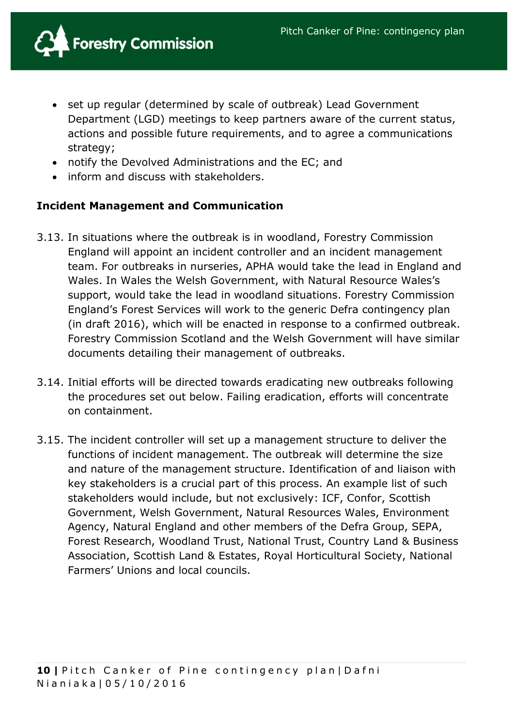- set up regular (determined by scale of outbreak) Lead Government Department (LGD) meetings to keep partners aware of the current status, actions and possible future requirements, and to agree a communications strategy;
- notify the Devolved Administrations and the EC; and
- inform and discuss with stakeholders.

**Incident Management and Communication**

3.13. In situations where the outbreak is in woodland, Forestry Commission England will appoint an incident controller and an incident management team. For outbreaks in nurseries, APHA would take the lead in England and Wales. In Wales the Welsh Government, with Natural Resource Wales's support, would take the lead in woodland situations. Forestry Commission England's Forest Services will work to the generic Defra contingency plan (in draft 2016), which will be enacted in response to a confirmed outbreak. Forestry Commission Scotland and the Welsh Government will have similar documents detailing their management of outbreaks.

3.14. Initial efforts will be directed towards eradicating new outbreaks following the procedures set out below. Failing eradication, efforts will concentrate on containment.

3.15. The incident controller will set up a management structure to deliver the functions of incident management. The outbreak will determine the size and nature of the management structure. Identification of and liaison with key stakeholders is a crucial part of this process. An example list of such stakeholders would include, but not exclusively: ICF, Confor, Scottish Government, Welsh Government, Natural Resources Wales, Environment Agency, Natural England and other members of the Defra Group, SEPA, Forest Research, Woodland Trust, National Trust, Country Land & Business Association, Scottish Land & Estates, Royal Horticultural Society, National Farmers' Unions and local councils.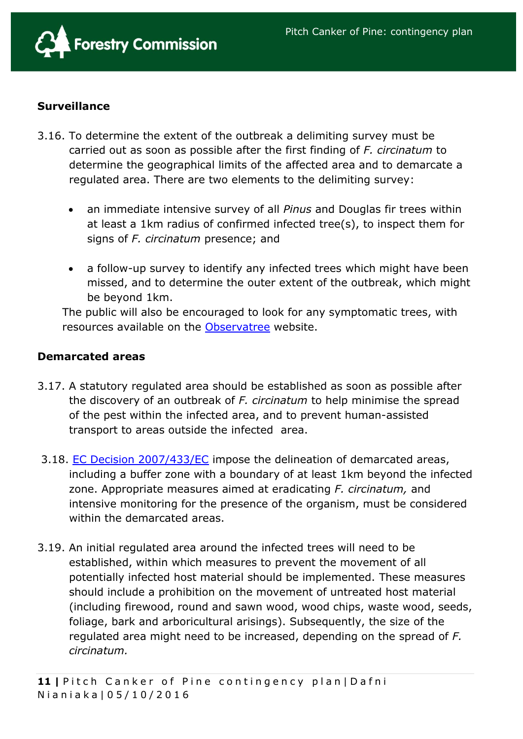**Surveillance**

3.16. To determine the extent of the outbreak a delimiting survey must be carried out as soon as possible after the first finding of *F. circinatum* to determine the geographical limits of the affected area and to demarcate a regulated area. There are two elements to the delimiting survey:

- an immediate intensive survey of all *Pinus* and Douglas fir trees within at least a 1km radius of confirmed infected tree(s), to inspect them for signs of *F. circinatum* presence; and

- a follow-up survey to identify any infected trees which might have been missed, and to determine the outer extent of the outbreak, which might be beyond 1km.

The public will also be encouraged to look for any symptomatic trees, with resources available on the Observatree website.

**Demarcated areas**

3.17. A statutory regulated area should be established as soon as possible after the discovery of an outbreak of *F. circinatum* to help minimise the spread of the pest within the infected area, and to prevent human-assisted transport to areas outside the infected area.

3.18. EC Decision 2007/433/EC impose the delineation of demarcated areas, including a buffer zone with a boundary of at least 1km beyond the infected zone. Appropriate measures aimed at eradicating *F. circinatum,* and intensive monitoring for the presence of the organism, must be considered within the demarcated areas.

3.19. An initial regulated area around the infected trees will need to be established, within which measures to prevent the movement of all potentially infected host material should be implemented. These measures should include a prohibition on the movement of untreated host material (including firewood, round and sawn wood, wood chips, waste wood, seeds, foliage, bark and arboricultural arisings). Subsequently, the size of the regulated area might need to be increased, depending on the spread of *F. circinatum.*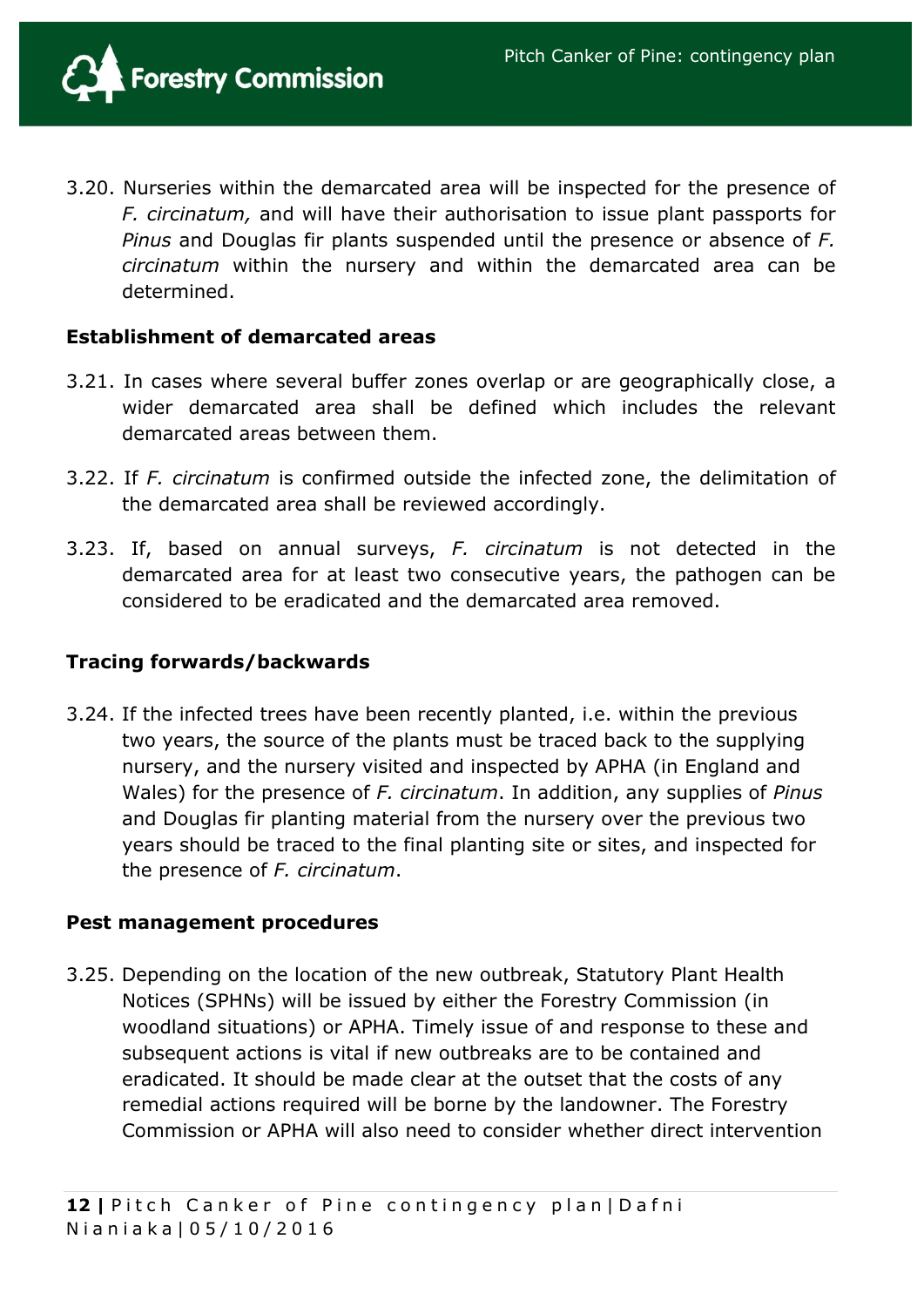3.20. Nurseries within the demarcated area will be inspected for the presence of *F. circinatum,* and will have their authorisation to issue plant passports for *Pinus* and Douglas fir plants suspended until the presence or absence of *F. circinatum* within the nursery and within the demarcated area can be determined.

**Establishment of demarcated areas**

3.21. In cases where several buffer zones overlap or are geographically close, a wider demarcated area shall be defined which includes the relevant demarcated areas between them.

3.22. If *F. circinatum* is confirmed outside the infected zone, the delimitation of the demarcated area shall be reviewed accordingly.

3.23. If, based on annual surveys, *F. circinatum* is not detected in the demarcated area for at least two consecutive years, the pathogen can be considered to be eradicated and the demarcated area removed.

**Tracing forwards/backwards**

3.24. If the infected trees have been recently planted, i.e. within the previous two years, the source of the plants must be traced back to the supplying nursery, and the nursery visited and inspected by APHA (in England and Wales) for the presence of *F. circinatum*. In addition, any supplies of *Pinus* and Douglas fir planting material from the nursery over the previous two years should be traced to the final planting site or sites, and inspected for the presence of *F. circinatum*.

**Pest management procedures**

3.25. Depending on the location of the new outbreak, Statutory Plant Health Notices (SPHNs) will be issued by either the Forestry Commission (in woodland situations) or APHA. Timely issue of and response to these and subsequent actions is vital if new outbreaks are to be contained and eradicated. It should be made clear at the outset that the costs of any remedial actions required will be borne by the landowner. The Forestry Commission or APHA will also need to consider whether direct intervention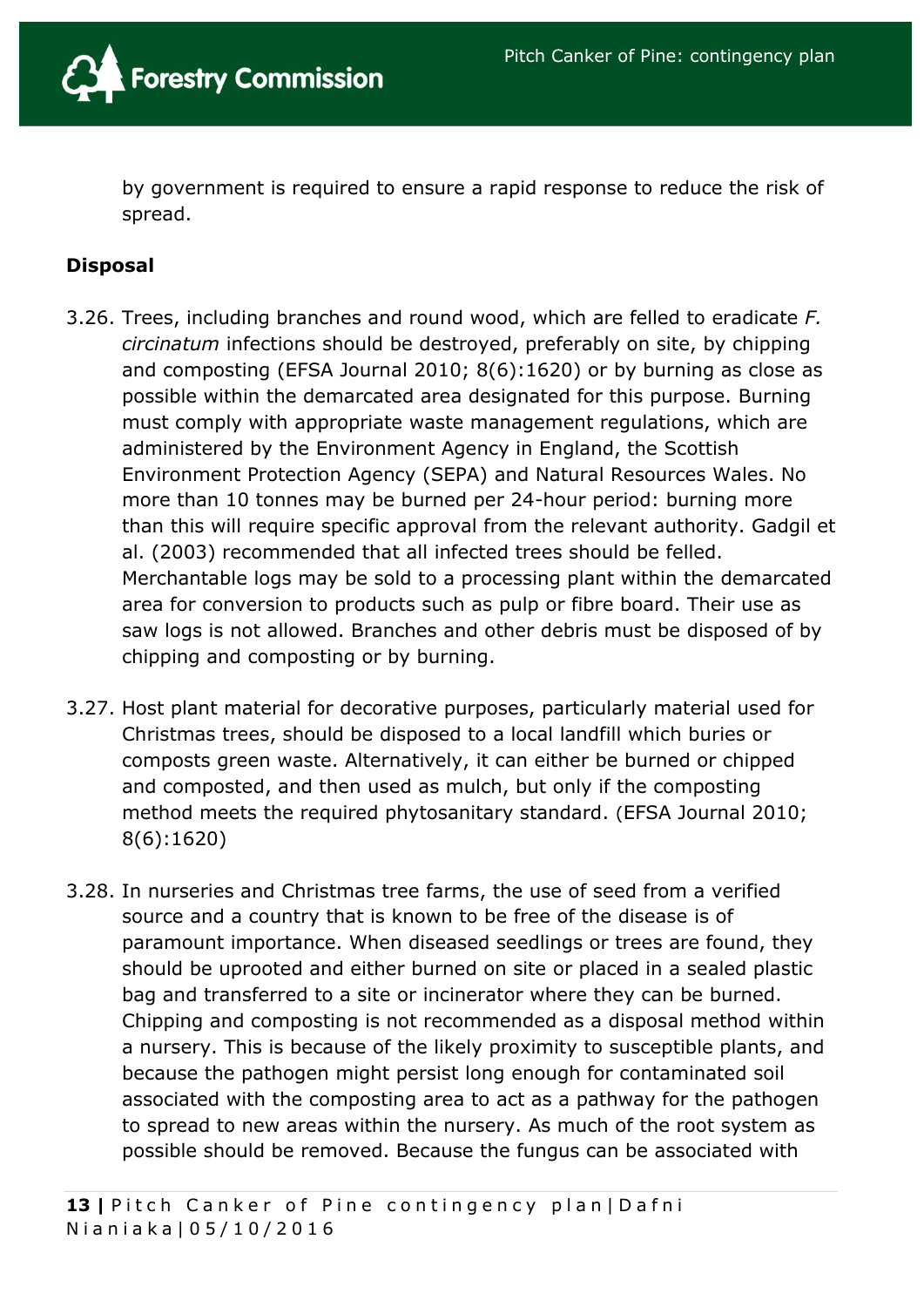by government is required to ensure a rapid response to reduce the risk of spread.

**Disposal**

3.26. Trees, including branches and round wood, which are felled to eradicate *F. circinatum* infections should be destroyed, preferably on site, by chipping and composting (EFSA Journal 2010; 8(6):1620) or by burning as close as possible within the demarcated area designated for this purpose. Burning must comply with appropriate waste management regulations, which are administered by the Environment Agency in England, the Scottish Environment Protection Agency (SEPA) and Natural Resources Wales. No more than 10 tonnes may be burned per 24-hour period: burning more than this will require specific approval from the relevant authority. Gadgil et al. (2003) recommended that all infected trees should be felled. Merchantable logs may be sold to a processing plant within the demarcated area for conversion to products such as pulp or fibre board. Their use as saw logs is not allowed. Branches and other debris must be disposed of by chipping and composting or by burning.

3.27. Host plant material for decorative purposes, particularly material used for Christmas trees, should be disposed to a local landfill which buries or composts green waste. Alternatively, it can either be burned or chipped and composted, and then used as mulch, but only if the composting method meets the required phytosanitary standard. (EFSA Journal 2010; 8(6):1620)

3.28. In nurseries and Christmas tree farms, the use of seed from a verified source and a country that is known to be free of the disease is of paramount importance. When diseased seedlings or trees are found, they should be uprooted and either burned on site or placed in a sealed plastic bag and transferred to a site or incinerator where they can be burned. Chipping and composting is not recommended as a disposal method within a nursery. This is because of the likely proximity to susceptible plants, and because the pathogen might persist long enough for contaminated soil associated with the composting area to act as a pathway for the pathogen to spread to new areas within the nursery. As much of the root system as possible should be removed. Because the fungus can be associated with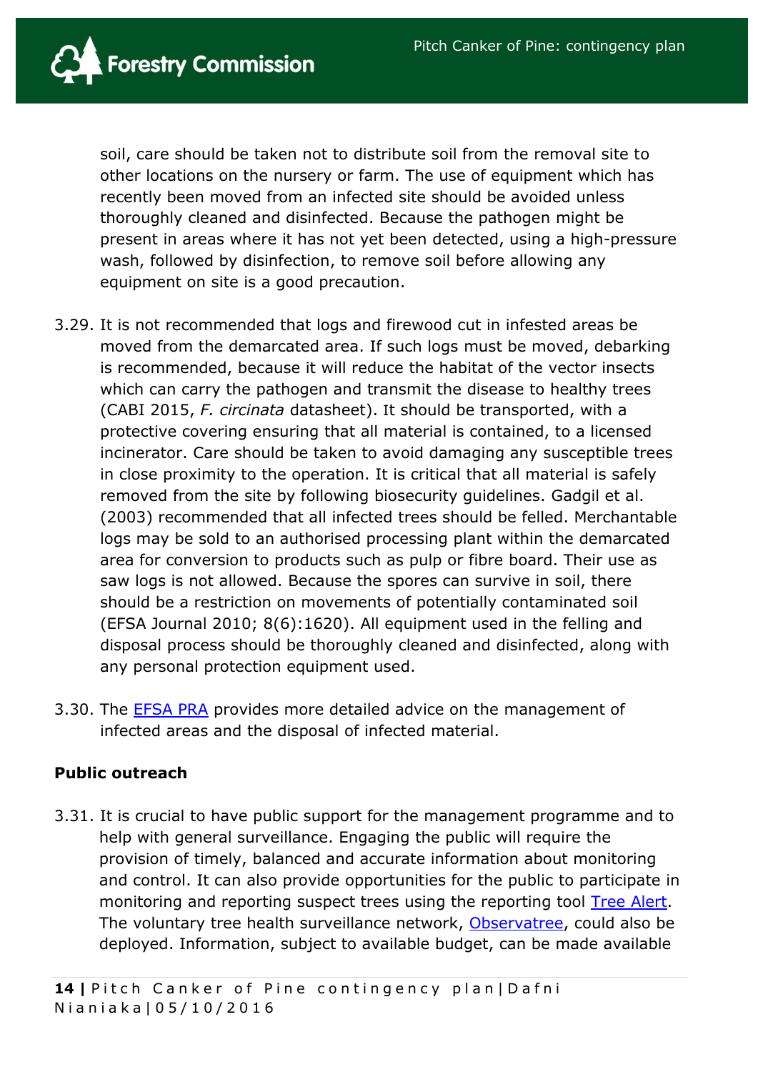soil, care should be taken not to distribute soil from the removal site to other locations on the nursery or farm. The use of equipment which has recently been moved from an infected site should be avoided unless thoroughly cleaned and disinfected. Because the pathogen might be present in areas where it has not yet been detected, using a high-pressure wash, followed by disinfection, to remove soil before allowing any equipment on site is a good precaution.

3.29. It is not recommended that logs and firewood cut in infested areas be moved from the demarcated area. If such logs must be moved, debarking is recommended, because it will reduce the habitat of the vector insects which can carry the pathogen and transmit the disease to healthy trees (CABI 2015, *F. circinata* datasheet). It should be transported, with a protective covering ensuring that all material is contained, to a licensed incinerator. Care should be taken to avoid damaging any susceptible trees in close proximity to the operation. It is critical that all material is safely removed from the site by following biosecurity guidelines. Gadgil et al. (2003) recommended that all infected trees should be felled. Merchantable logs may be sold to an authorised processing plant within the demarcated area for conversion to products such as pulp or fibre board. Their use as saw logs is not allowed. Because the spores can survive in soil, there should be a restriction on movements of potentially contaminated soil (EFSA Journal 2010; 8(6):1620). All equipment used in the felling and disposal process should be thoroughly cleaned and disinfected, along with any personal protection equipment used.

3.30. The EFSA PRA provides more detailed advice on the management of infected areas and the disposal of infected material.

**Public outreach**

3.31. It is crucial to have public support for the management programme and to help with general surveillance. Engaging the public will require the provision of timely, balanced and accurate information about monitoring and control. It can also provide opportunities for the public to participate in monitoring and reporting suspect trees using the reporting tool Tree Alert. The voluntary tree health surveillance network, Observatree, could also be deployed. Information, subject to available budget, can be made available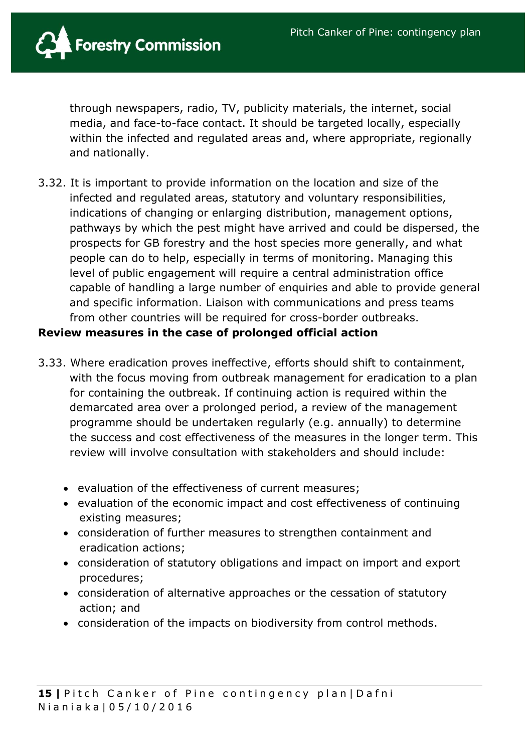through newspapers, radio, TV, publicity materials, the internet, social media, and face-to-face contact. It should be targeted locally, especially within the infected and regulated areas and, where appropriate, regionally and nationally.

3.32. It is important to provide information on the location and size of the infected and regulated areas, statutory and voluntary responsibilities, indications of changing or enlarging distribution, management options, pathways by which the pest might have arrived and could be dispersed, the prospects for GB forestry and the host species more generally, and what people can do to help, especially in terms of monitoring. Managing this level of public engagement will require a central administration office capable of handling a large number of enquiries and able to provide general and specific information. Liaison with communications and press teams from other countries will be required for cross-border outbreaks.

**Review measures in the case of prolonged official action**

3.33. Where eradication proves ineffective, efforts should shift to containment, with the focus moving from outbreak management for eradication to a plan for containing the outbreak. If continuing action is required within the demarcated area over a prolonged period, a review of the management programme should be undertaken regularly (e.g. annually) to determine the success and cost effectiveness of the measures in the longer term. This review will involve consultation with stakeholders and should include:

- evaluation of the effectiveness of current measures;
- evaluation of the economic impact and cost effectiveness of continuing existing measures;
- consideration of further measures to strengthen containment and eradication actions;
- consideration of statutory obligations and impact on import and export procedures;
- consideration of alternative approaches or the cessation of statutory action; and
- consideration of the impacts on biodiversity from control methods.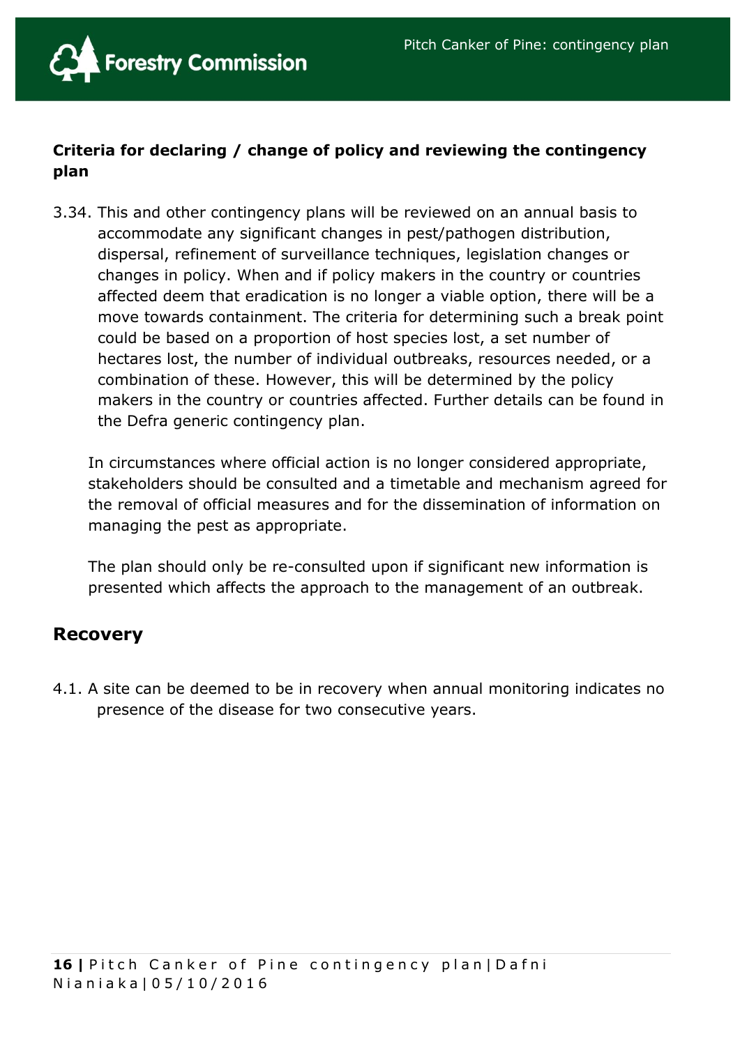**Criteria for declaring / change of policy and reviewing the contingency plan**

3.34. This and other contingency plans will be reviewed on an annual basis to accommodate any significant changes in pest/pathogen distribution, dispersal, refinement of surveillance techniques, legislation changes or changes in policy. When and if policy makers in the country or countries affected deem that eradication is no longer a viable option, there will be a move towards containment. The criteria for determining such a break point could be based on a proportion of host species lost, a set number of hectares lost, the number of individual outbreaks, resources needed, or a combination of these. However, this will be determined by the policy makers in the country or countries affected. Further details can be found in the Defra generic contingency plan.

In circumstances where official action is no longer considered appropriate, stakeholders should be consulted and a timetable and mechanism agreed for the removal of official measures and for the dissemination of information on managing the pest as appropriate.

The plan should only be re-consulted upon if significant new information is presented which affects the approach to the management of an outbreak.

## Recovery

4.1. A site can be deemed to be in recovery when annual monitoring indicates no presence of the disease for two consecutive years.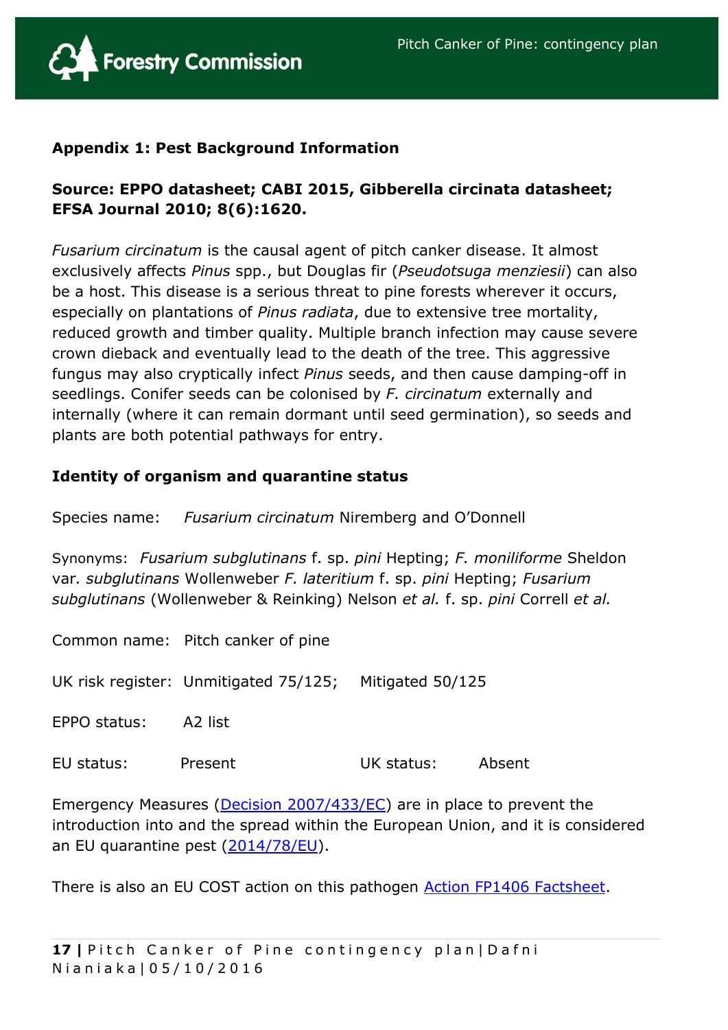## Appendix 1: Pest Background Information

**Source: EPPO datasheet; CABI 2015, Gibberella circinata datasheet; EFSA Journal 2010; 8(6):1620.**

*Fusarium circinatum* is the causal agent of pitch canker disease. It almost exclusively affects *Pinus* spp., but Douglas fir (*Pseudotsuga menziesii*) can also be a host. This disease is a serious threat to pine forests wherever it occurs, especially on plantations of *Pinus radiata*, due to extensive tree mortality, reduced growth and timber quality. Multiple branch infection may cause severe crown dieback and eventually lead to the death of the tree. This aggressive fungus may also cryptically infect *Pinus* seeds, and then cause damping-off in seedlings. Conifer seeds can be colonised by *F. circinatum* externally and internally (where it can remain dormant until seed germination), so seeds and plants are both potential pathways for entry.

### Identity of organism and quarantine status

Species name: *Fusarium circinatum* Niremberg and O'Donnell

Synonyms: *Fusarium subglutinans* f. sp. *pini* Hepting; *F. moniliforme* Sheldon var*. subglutinans* Wollenweber *F. lateritium* f. sp. *pini* Hepting; *Fusarium subglutinans* (Wollenweber & Reinking) Nelson *et al.* f. sp. *pini* Correll *et al.*

Common name: Pitch canker of pine

UK risk register: Unmitigated 75/125; Mitigated 50/125

EPPO status: A2 list

EU status: Present UK status: Absent

Emergency Measures (Decision 2007/433/EC) are in place to prevent the introduction into and the spread within the European Union, and it is considered an EU quarantine pest (2014/78/EU).

There is also an EU COST action on this pathogen Action FP1406 Factsheet.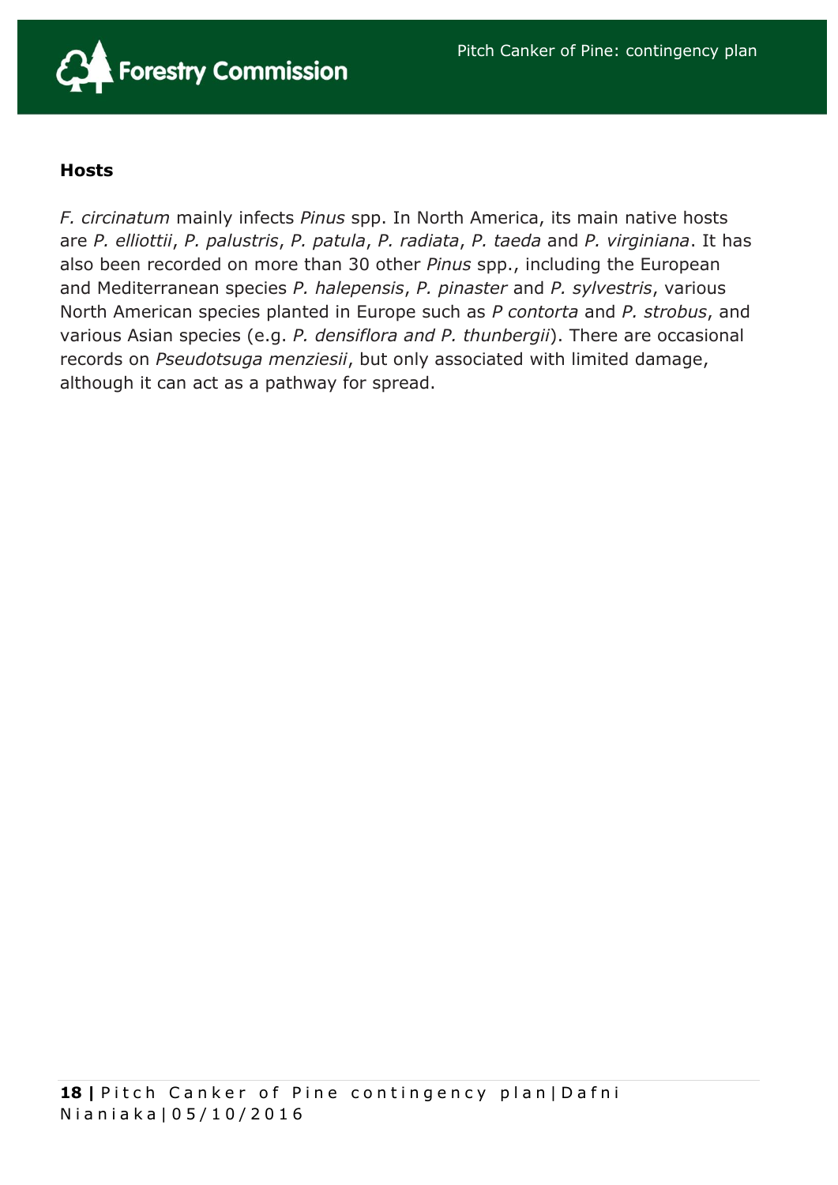**Hosts**

*F. circinatum* mainly infects *Pinus* spp. In North America, its main native hosts are *P. elliottii*, *P. palustris*, *P. patula*, *P. radiata*, *P. taeda* and *P. virginiana*. It has also been recorded on more than 30 other *Pinus* spp., including the European and Mediterranean species *P. halepensis*, *P. pinaster* and *P. sylvestris*, various North American species planted in Europe such as *P contorta* and *P. strobus*, and various Asian species (e.g. *P. densiflora and P. thunbergii*). There are occasional records on *Pseudotsuga menziesii*, but only associated with limited damage, although it can act as a pathway for spread.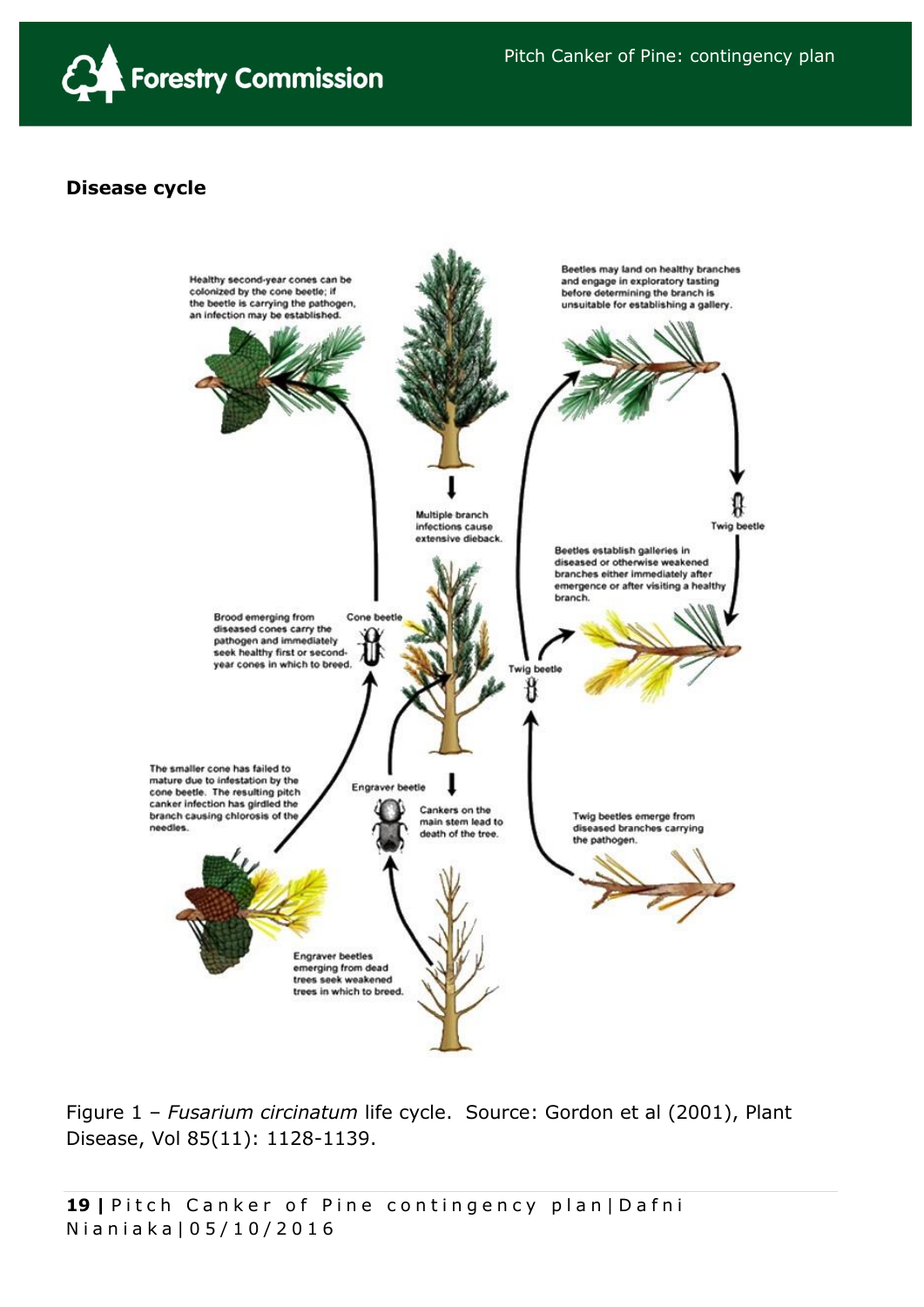**Disease cycle**

Figure 1 – *Fusarium circinatum* life cycle. Source: Gordon et al (2001), Plant Disease, Vol 85(11): 1128-1139.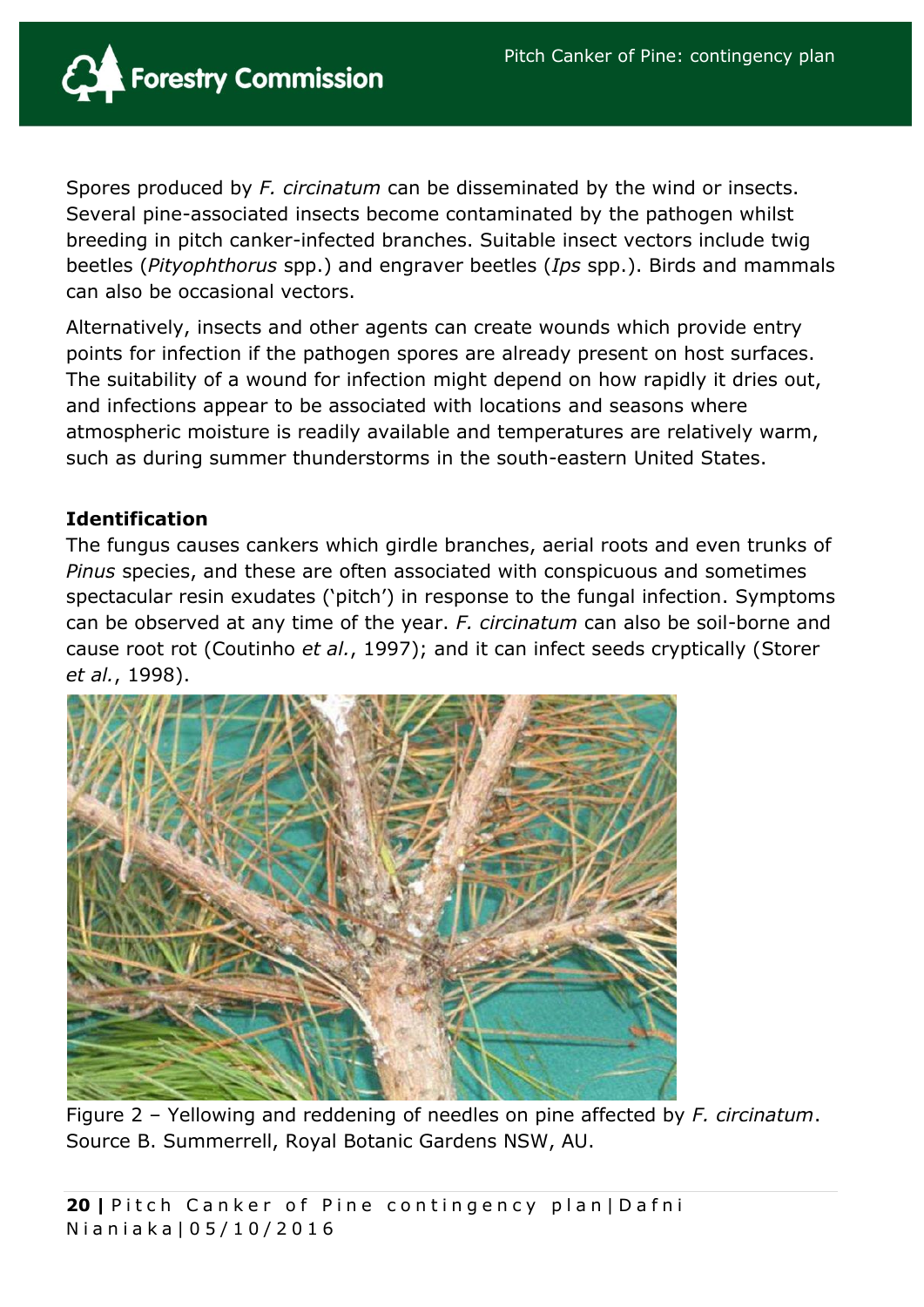Spores produced by *F. circinatum* can be disseminated by the wind or insects. Several pine-associated insects become contaminated by the pathogen whilst breeding in pitch canker-infected branches. Suitable insect vectors include twig beetles (*Pityophthorus* spp.) and engraver beetles (*Ips* spp.). Birds and mammals can also be occasional vectors.

Alternatively, insects and other agents can create wounds which provide entry points for infection if the pathogen spores are already present on host surfaces. The suitability of a wound for infection might depend on how rapidly it dries out, and infections appear to be associated with locations and seasons where atmospheric moisture is readily available and temperatures are relatively warm, such as during summer thunderstorms in the south-eastern United States.

**Identification**

The fungus causes cankers which girdle branches, aerial roots and even trunks of *Pinus* species, and these are often associated with conspicuous and sometimes spectacular resin exudates ('pitch') in response to the fungal infection. Symptoms can be observed at any time of the year. *F. circinatum* can also be soil-borne and cause root rot (Coutinho *et al.*, 1997); and it can infect seeds cryptically (Storer *et al.*, 1998).

Figure 2 – Yellowing and reddening of needles on pine affected by *F. circinatum*. Source B. Summerrell, Royal Botanic Gardens NSW, AU.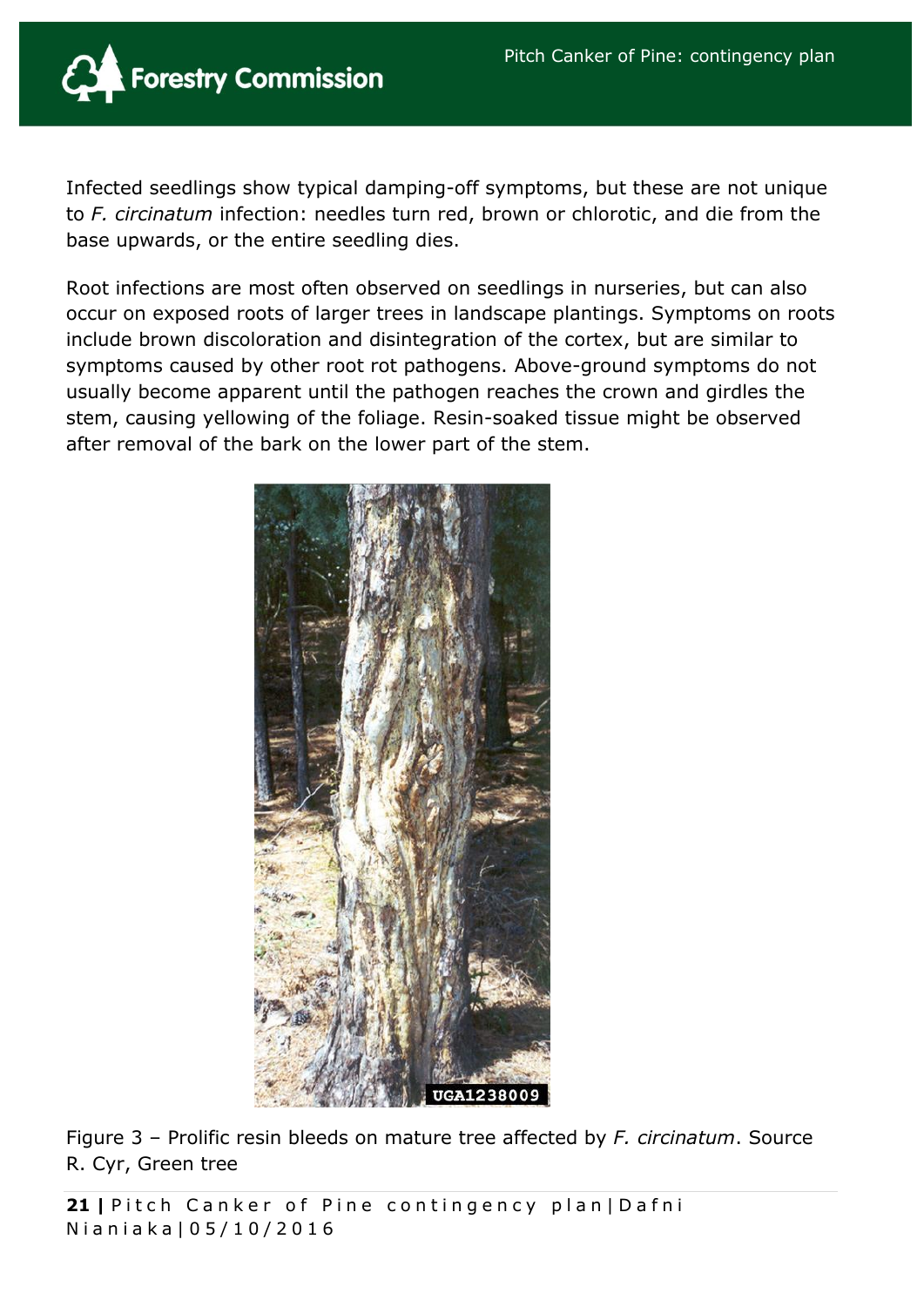Infected seedlings show typical damping-off symptoms, but these are not unique to *F. circinatum* infection: needles turn red, brown or chlorotic, and die from the base upwards, or the entire seedling dies.

Root infections are most often observed on seedlings in nurseries, but can also occur on exposed roots of larger trees in landscape plantings. Symptoms on roots include brown discoloration and disintegration of the cortex, but are similar to symptoms caused by other root rot pathogens. Above-ground symptoms do not usually become apparent until the pathogen reaches the crown and girdles the stem, causing yellowing of the foliage. Resin-soaked tissue might be observed after removal of the bark on the lower part of the stem.

Figure 3 – Prolific resin bleeds on mature tree affected by *F. circinatum*. Source R. Cyr, Green tree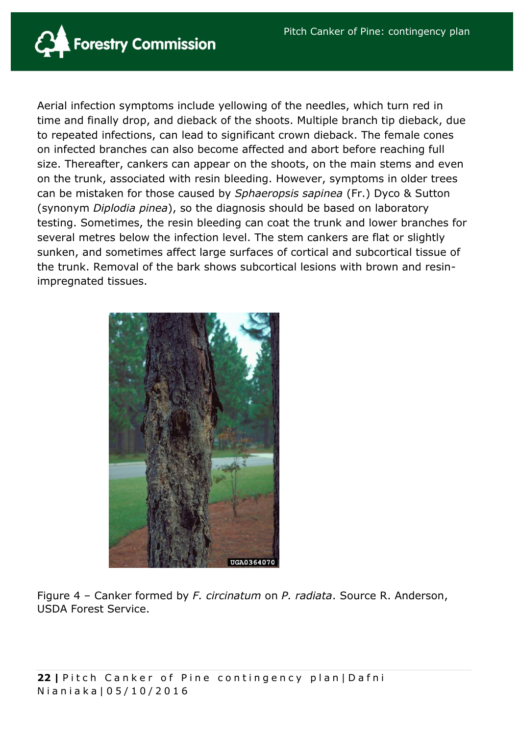Aerial infection symptoms include yellowing of the needles, which turn red in time and finally drop, and dieback of the shoots. Multiple branch tip dieback, due to repeated infections, can lead to significant crown dieback. The female cones on infected branches can also become affected and abort before reaching full size. Thereafter, cankers can appear on the shoots, on the main stems and even on the trunk, associated with resin bleeding. However, symptoms in older trees can be mistaken for those caused by *Sphaeropsis sapinea* (Fr.) Dyco & Sutton (synonym *Diplodia pinea*), so the diagnosis should be based on laboratory testing. Sometimes, the resin bleeding can coat the trunk and lower branches for several metres below the infection level. The stem cankers are flat or slightly sunken, and sometimes affect large surfaces of cortical and subcortical tissue of the trunk. Removal of the bark shows subcortical lesions with brown and resin-impregnated tissues.

Figure 4 – Canker formed by *F. circinatum* on *P. radiata*. Source R. Anderson, USDA Forest Service.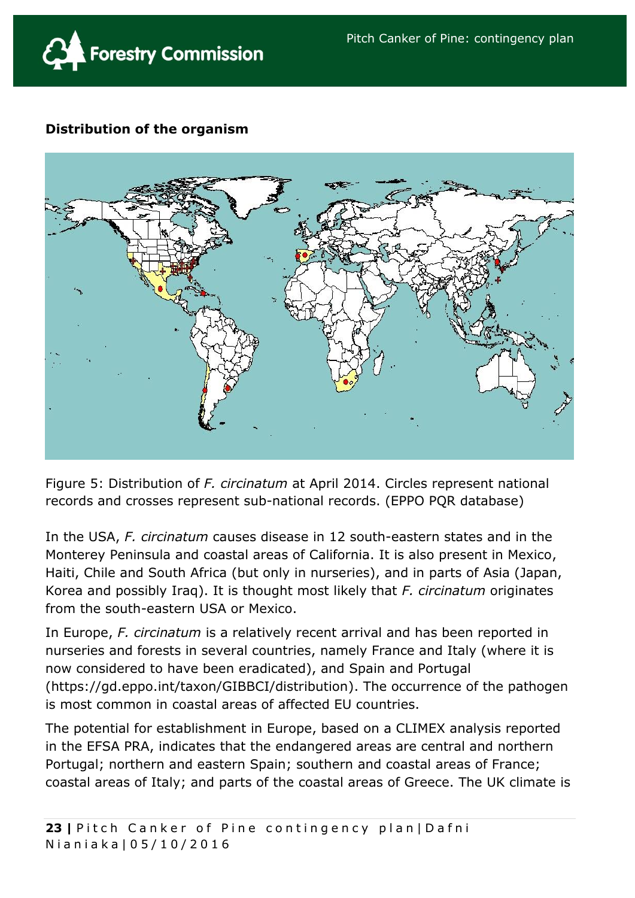**Distribution of the organism**

Figure 5: Distribution of *F. circinatum* at April 2014. Circles represent national records and crosses represent sub-national records. (EPPO PQR database)

In the USA, *F. circinatum* causes disease in 12 south-eastern states and in the Monterey Peninsula and coastal areas of California. It is also present in Mexico, Haiti, Chile and South Africa (but only in nurseries), and in parts of Asia (Japan, Korea and possibly Iraq). It is thought most likely that *F. circinatum* originates from the south-eastern USA or Mexico.

In Europe, *F. circinatum* is a relatively recent arrival and has been reported in nurseries and forests in several countries, namely France and Italy (where it is now considered to have been eradicated), and Spain and Portugal (https://gd.eppo.int/taxon/GIBBCI/distribution). The occurrence of the pathogen is most common in coastal areas of affected EU countries.

The potential for establishment in Europe, based on a CLIMEX analysis reported in the EFSA PRA, indicates that the endangered areas are central and northern Portugal; northern and eastern Spain; southern and coastal areas of France; coastal areas of Italy; and parts of the coastal areas of Greece. The UK climate is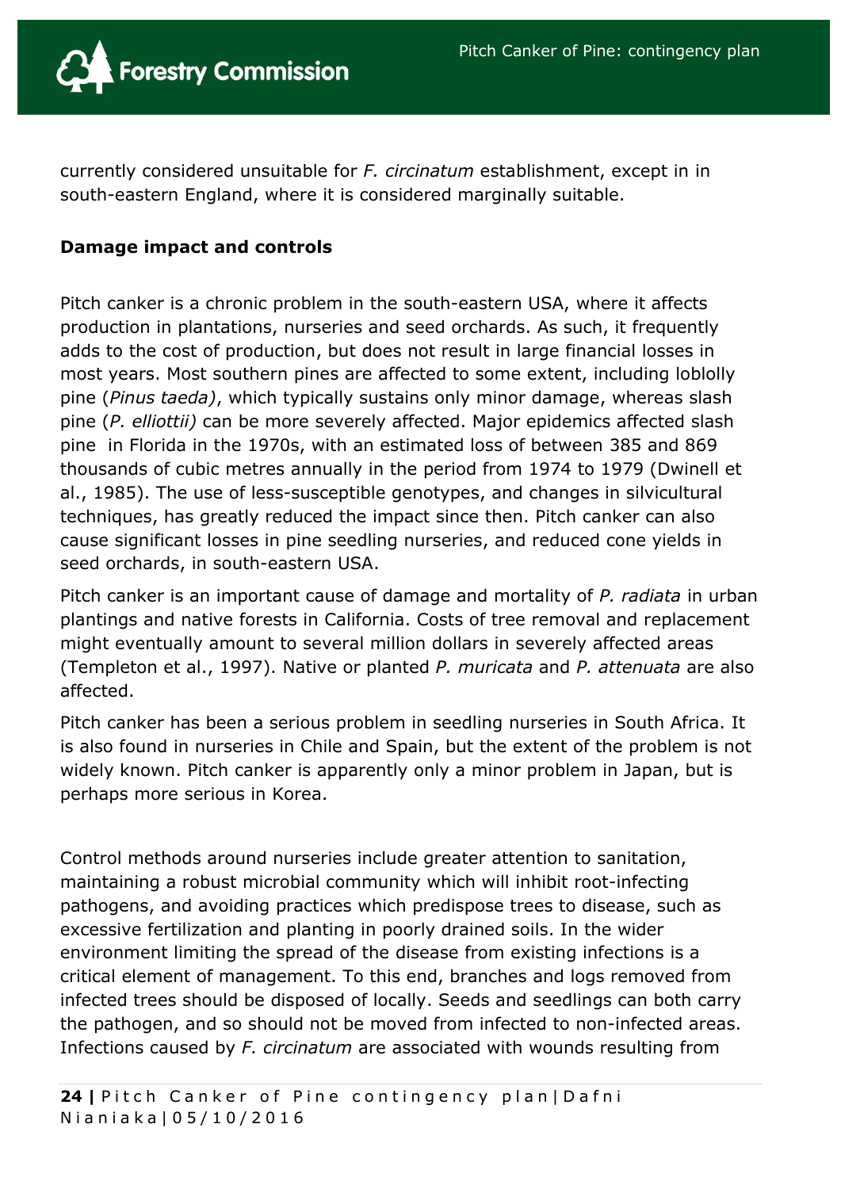currently considered unsuitable for *F. circinatum* establishment, except in in south-eastern England, where it is considered marginally suitable.

**Damage impact and controls**

Pitch canker is a chronic problem in the south-eastern USA, where it affects production in plantations, nurseries and seed orchards. As such, it frequently adds to the cost of production, but does not result in large financial losses in most years. Most southern pines are affected to some extent, including loblolly pine (*Pinus taeda)*, which typically sustains only minor damage, whereas slash pine (*P. elliottii)* can be more severely affected. Major epidemics affected slash pine in Florida in the 1970s, with an estimated loss of between 385 and 869 thousands of cubic metres annually in the period from 1974 to 1979 (Dwinell et al., 1985). The use of less-susceptible genotypes, and changes in silvicultural techniques, has greatly reduced the impact since then. Pitch canker can also cause significant losses in pine seedling nurseries, and reduced cone yields in seed orchards, in south-eastern USA.

Pitch canker is an important cause of damage and mortality of *P. radiata* in urban plantings and native forests in California. Costs of tree removal and replacement might eventually amount to several million dollars in severely affected areas (Templeton et al., 1997). Native or planted *P. muricata* and *P. attenuata* are also affected.

Pitch canker has been a serious problem in seedling nurseries in South Africa. It is also found in nurseries in Chile and Spain, but the extent of the problem is not widely known. Pitch canker is apparently only a minor problem in Japan, but is perhaps more serious in Korea.

Control methods around nurseries include greater attention to sanitation, maintaining a robust microbial community which will inhibit root-infecting pathogens, and avoiding practices which predispose trees to disease, such as excessive fertilization and planting in poorly drained soils. In the wider environment limiting the spread of the disease from existing infections is a critical element of management. To this end, branches and logs removed from infected trees should be disposed of locally. Seeds and seedlings can both carry the pathogen, and so should not be moved from infected to non-infected areas. Infections caused by *F. circinatum* are associated with wounds resulting from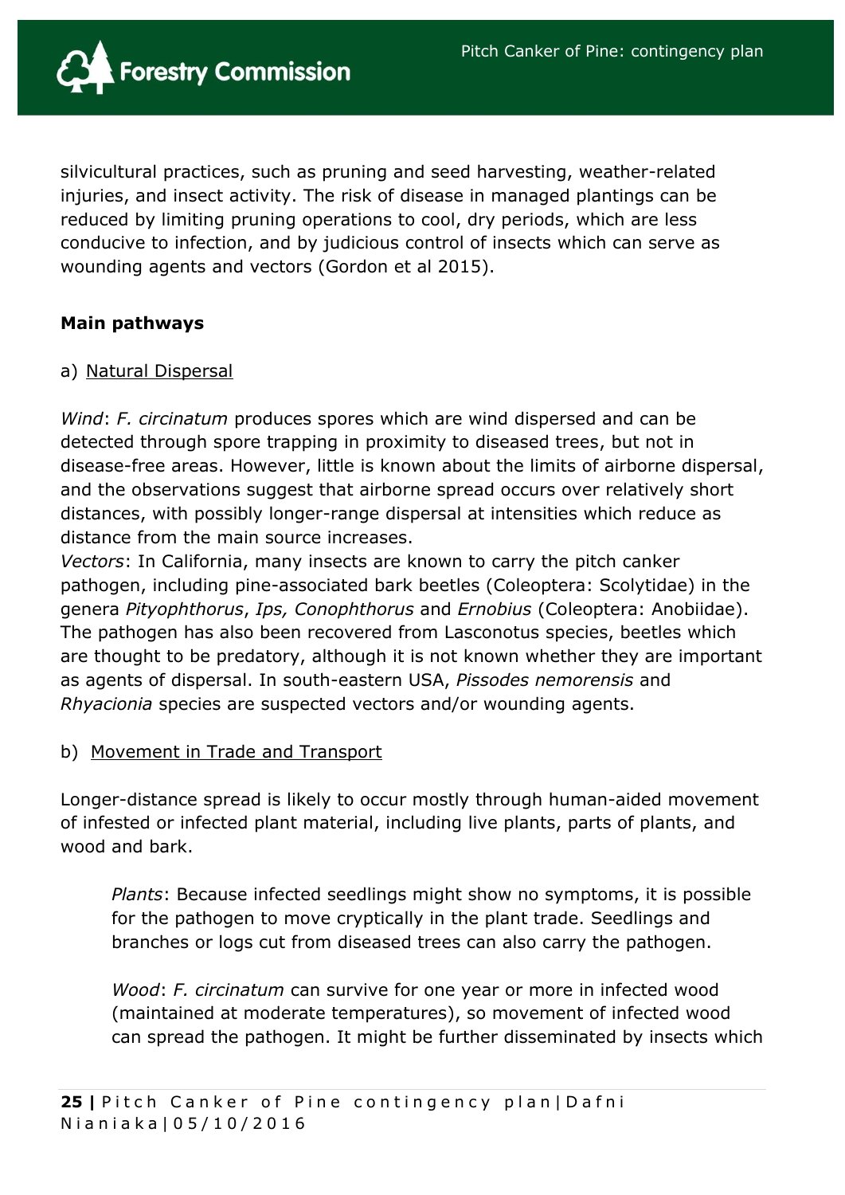silvicultural practices, such as pruning and seed harvesting, weather-related injuries, and insect activity. The risk of disease in managed plantings can be reduced by limiting pruning operations to cool, dry periods, which are less conducive to infection, and by judicious control of insects which can serve as wounding agents and vectors (Gordon et al 2015).

**Main pathways**

a) Natural Dispersal

*Wind*: *F. circinatum* produces spores which are wind dispersed and can be detected through spore trapping in proximity to diseased trees, but not in disease-free areas. However, little is known about the limits of airborne dispersal, and the observations suggest that airborne spread occurs over relatively short distances, with possibly longer-range dispersal at intensities which reduce as distance from the main source increases.
*Vectors*: In California, many insects are known to carry the pitch canker pathogen, including pine-associated bark beetles (Coleoptera: Scolytidae) in the genera *Pityophthorus*, *Ips, Conophthorus* and *Ernobius* (Coleoptera: Anobiidae). The pathogen has also been recovered from Lasconotus species, beetles which are thought to be predatory, although it is not known whether they are important as agents of dispersal. In south-eastern USA, *Pissodes nemorensis* and *Rhyacionia* species are suspected vectors and/or wounding agents.

b) Movement in Trade and Transport

Longer-distance spread is likely to occur mostly through human-aided movement of infested or infected plant material, including live plants, parts of plants, and wood and bark.

> *Plants*: Because infected seedlings might show no symptoms, it is possible for the pathogen to move cryptically in the plant trade. Seedlings and branches or logs cut from diseased trees can also carry the pathogen.
>
> *Wood*: *F. circinatum* can survive for one year or more in infected wood (maintained at moderate temperatures), so movement of infected wood can spread the pathogen. It might be further disseminated by insects which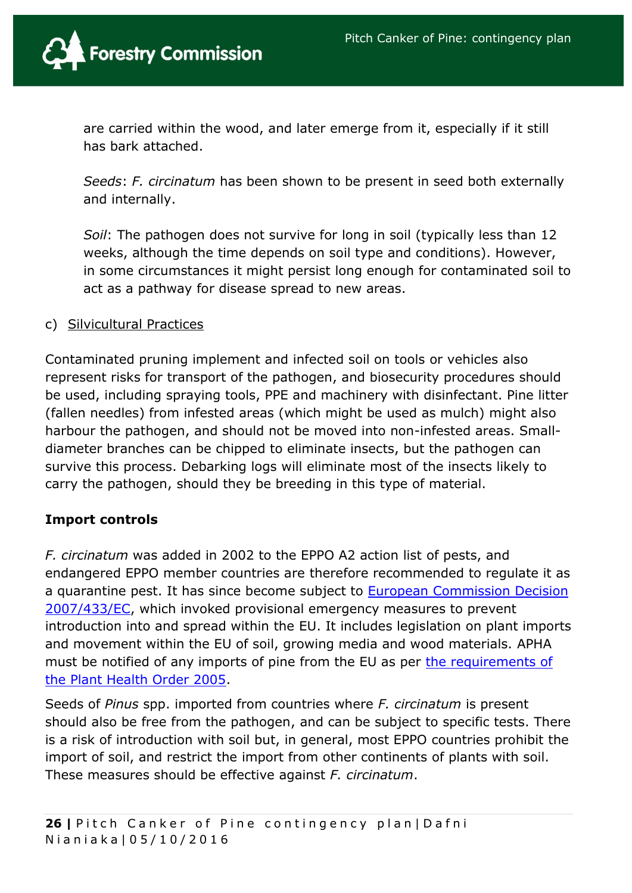are carried within the wood, and later emerge from it, especially if it still has bark attached.

*Seeds*: *F. circinatum* has been shown to be present in seed both externally and internally.

*Soil*: The pathogen does not survive for long in soil (typically less than 12 weeks, although the time depends on soil type and conditions). However, in some circumstances it might persist long enough for contaminated soil to act as a pathway for disease spread to new areas.

c) Silvicultural Practices

Contaminated pruning implement and infected soil on tools or vehicles also represent risks for transport of the pathogen, and biosecurity procedures should be used, including spraying tools, PPE and machinery with disinfectant. Pine litter (fallen needles) from infested areas (which might be used as mulch) might also harbour the pathogen, and should not be moved into non-infested areas. Small-diameter branches can be chipped to eliminate insects, but the pathogen can survive this process. Debarking logs will eliminate most of the insects likely to carry the pathogen, should they be breeding in this type of material.

**Import controls**

*F. circinatum* was added in 2002 to the EPPO A2 action list of pests, and endangered EPPO member countries are therefore recommended to regulate it as a quarantine pest. It has since become subject to [European Commission Decision 2007/433/EC](), which invoked provisional emergency measures to prevent introduction into and spread within the EU. It includes legislation on plant imports and movement within the EU of soil, growing media and wood materials. APHA must be notified of any imports of pine from the EU as per [the requirements of the Plant Health Order 2005]().

Seeds of *Pinus* spp. imported from countries where *F. circinatum* is present should also be free from the pathogen, and can be subject to specific tests. There is a risk of introduction with soil but, in general, most EPPO countries prohibit the import of soil, and restrict the import from other continents of plants with soil. These measures should be effective against *F. circinatum*.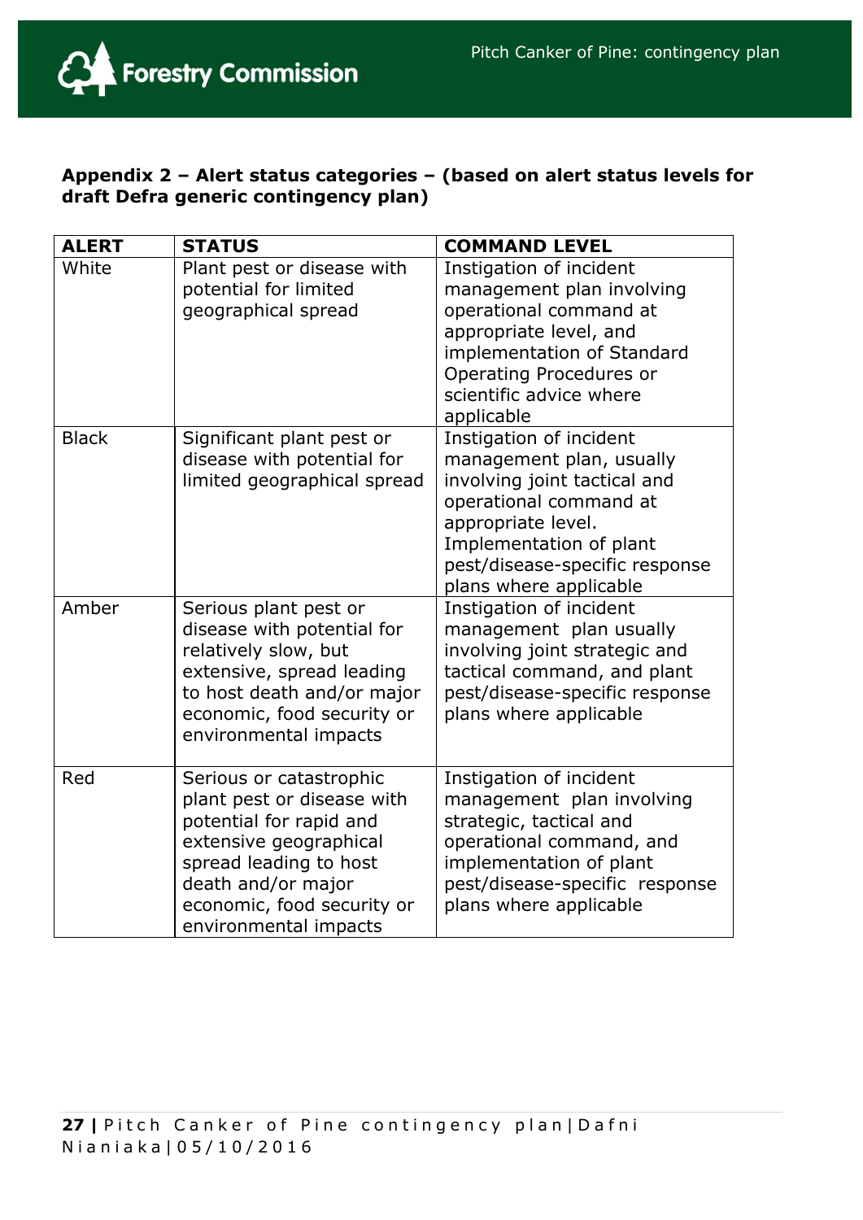## Appendix 2 – Alert status categories – (based on alert status levels for draft Defra generic contingency plan)

| ALERT | STATUS | COMMAND LEVEL |
|---|---|---|
| White | Plant pest or disease with potential for limited geographical spread | Instigation of incident management plan involving operational command at appropriate level, and implementation of Standard Operating Procedures or scientific advice where applicable |
| Black | Significant plant pest or disease with potential for limited geographical spread | Instigation of incident management plan, usually involving joint tactical and operational command at appropriate level. Implementation of plant pest/disease-specific response plans where applicable |
| Amber | Serious plant pest or disease with potential for relatively slow, but extensive, spread leading to host death and/or major economic, food security or environmental impacts | Instigation of incident management plan usually involving joint strategic and tactical command, and plant pest/disease-specific response plans where applicable |
| Red | Serious or catastrophic plant pest or disease with potential for rapid and extensive geographical spread leading to host death and/or major economic, food security or environmental impacts | Instigation of incident management plan involving strategic, tactical and operational command, and implementation of plant pest/disease-specific response plans where applicable |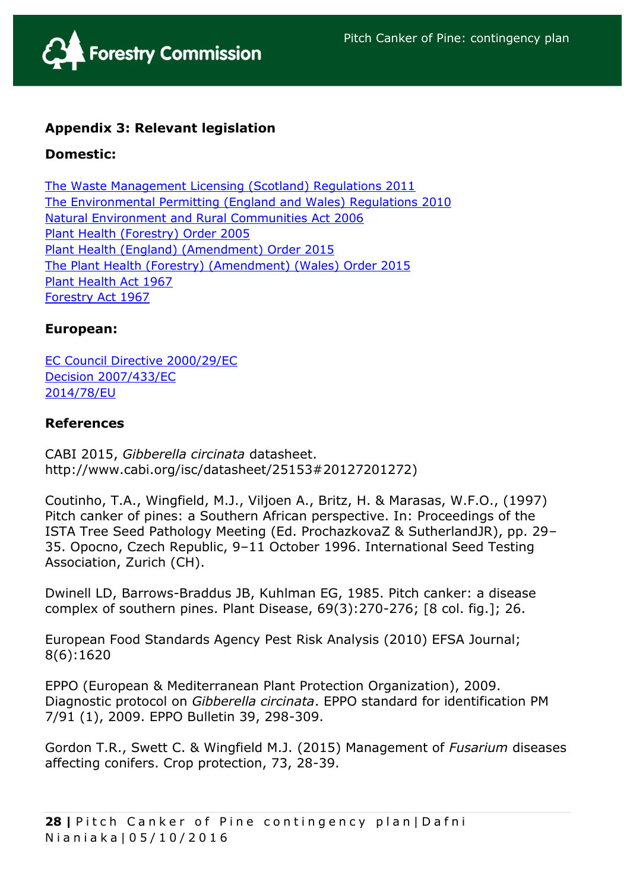### Appendix 3: Relevant legislation

#### Domestic:

The Waste Management Licensing (Scotland) Regulations 2011
The Environmental Permitting (England and Wales) Regulations 2010
Natural Environment and Rural Communities Act 2006
Plant Health (Forestry) Order 2005
Plant Health (England) (Amendment) Order 2015
The Plant Health (Forestry) (Amendment) (Wales) Order 2015
Plant Health Act 1967
Forestry Act 1967

#### European:

EC Council Directive 2000/29/EC
Decision 2007/433/EC
2014/78/EU

### References

CABI 2015, *Gibberella circinata* datasheet. http://www.cabi.org/isc/datasheet/25153#20127201272)

Coutinho, T.A., Wingfield, M.J., Viljoen A., Britz, H. & Marasas, W.F.O., (1997) Pitch canker of pines: a Southern African perspective. In: Proceedings of the ISTA Tree Seed Pathology Meeting (Ed. ProchazkovaZ & SutherlandJR), pp. 29–35. Opocno, Czech Republic, 9–11 October 1996. International Seed Testing Association, Zurich (CH).

Dwinell LD, Barrows-Braddus JB, Kuhlman EG, 1985. Pitch canker: a disease complex of southern pines. Plant Disease, 69(3):270-276; [8 col. fig.]; 26.

European Food Standards Agency Pest Risk Analysis (2010) EFSA Journal; 8(6):1620

EPPO (European & Mediterranean Plant Protection Organization), 2009. Diagnostic protocol on *Gibberella circinata*. EPPO standard for identification PM 7/91 (1), 2009. EPPO Bulletin 39, 298-309.

Gordon T.R., Swett C. & Wingfield M.J. (2015) Management of *Fusarium* diseases affecting conifers. Crop protection, 73, 28-39.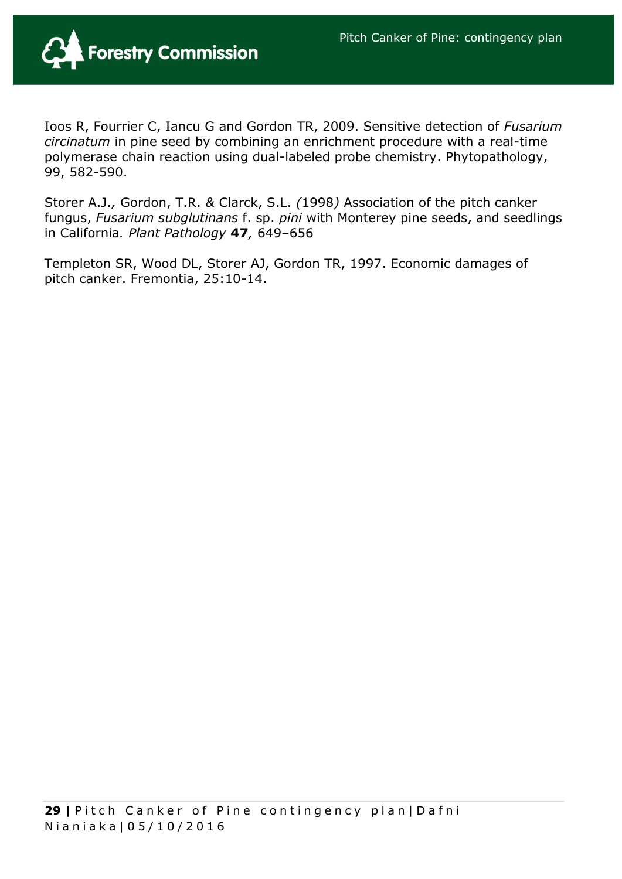Ioos R, Fourrier C, Iancu G and Gordon TR, 2009. Sensitive detection of *Fusarium circinatum* in pine seed by combining an enrichment procedure with a real-time polymerase chain reaction using dual-labeled probe chemistry. Phytopathology, 99, 582-590.

Storer A.J*.,* Gordon, T.R. *&* Clarck, S.L. *(*1998*)* Association of the pitch canker fungus, *Fusarium subglutinans* f. sp. *pini* with Monterey pine seeds, and seedlings in California*. Plant Pathology* **47***,* 649–656

Templeton SR, Wood DL, Storer AJ, Gordon TR, 1997. Economic damages of pitch canker. Fremontia, 25:10-14.